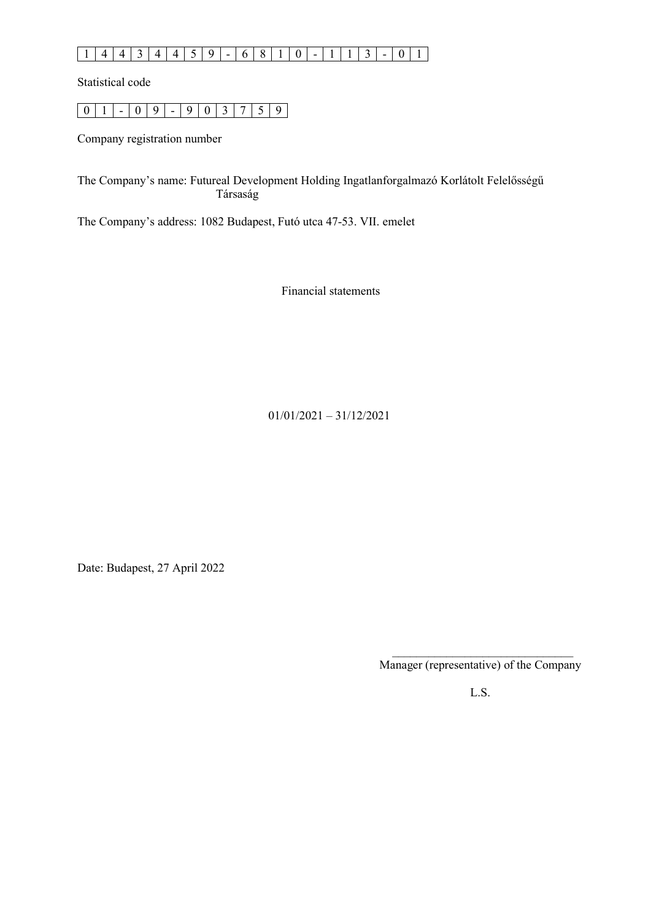| 1 | 4 | 4 | 3 | 4 | 4 | 5 | 9 | - | 6 | 8 | 1 | 0 | - | 1 | 1 | 3 | - | 0 | 1 |
|---|---|---|---|---|---|---|---|---|---|---|---|---|---|---|---|---|---|---|---|

Statistical code

| 0 | 1 | - | 0 | 9 | - | 9 | 0 | 3 | 7 | 5 | 9 |
|---|---|---|---|---|---|---|---|---|---|---|---|

Company registration number

The Company's name: Futureal Development Holding Ingatlanforgalmazó Korlátolt Felelősségű Társaság

The Company's address: 1082 Budapest, Futó utca 47-53. VII. emelet

# Financial statements

01/01/2021 – 31/12/2021

Date: Budapest, 27 April 2022

______________________________
Manager (representative) of the Company

L.S.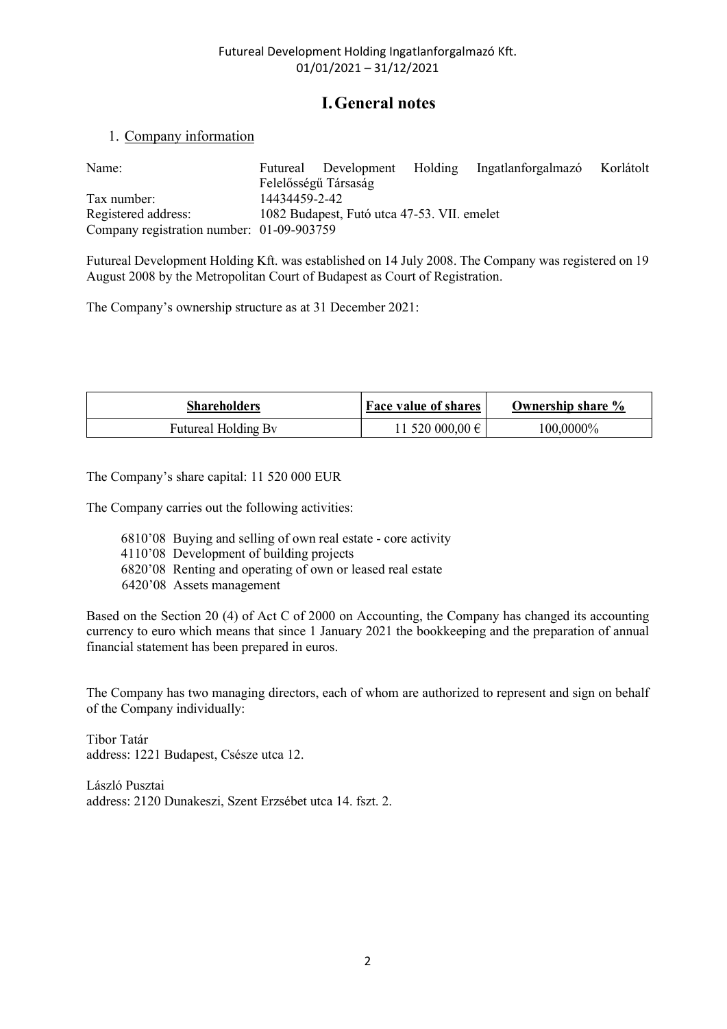# I. General notes

## 1. Company information

Name: Futureal Development Holding Ingatlanforgalmazó Korlátolt Felelősségű Társaság
Tax number: 14434459-2-42
Registered address: 1082 Budapest, Futó utca 47-53. VII. emelet
Company registration number: 01-09-903759

Futureal Development Holding Kft. was established on 14 July 2008. The Company was registered on 19 August 2008 by the Metropolitan Court of Budapest as Court of Registration.

The Company's ownership structure as at 31 December 2021:

| Shareholders | Face value of shares | Ownership share % |
|---|---|---|
| Futureal Holding Bv | 11 520 000,00 € | 100,0000% |

The Company's share capital: 11 520 000 EUR

The Company carries out the following activities:

- 6810'08 Buying and selling of own real estate - core activity
- 4110'08 Development of building projects
- 6820'08 Renting and operating of own or leased real estate
- 6420'08 Assets management

Based on the Section 20 (4) of Act C of 2000 on Accounting, the Company has changed its accounting currency to euro which means that since 1 January 2021 the bookkeeping and the preparation of annual financial statement has been prepared in euros.

The Company has two managing directors, each of whom are authorized to represent and sign on behalf of the Company individually:

Tibor Tatár
address: 1221 Budapest, Csésze utca 12.

László Pusztai
address: 2120 Dunakeszi, Szent Erzsébet utca 14. fszt. 2.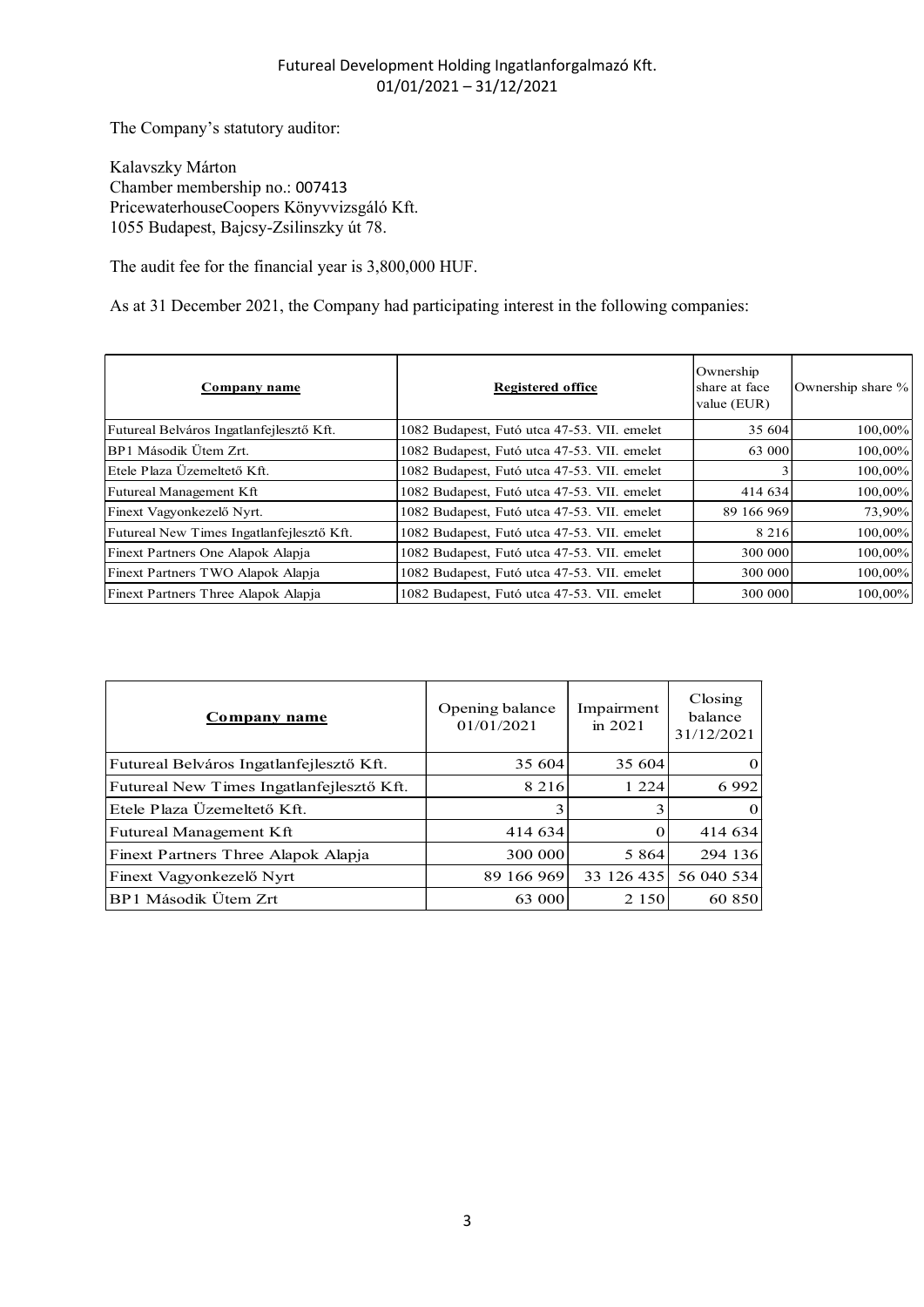The Company's statutory auditor:

Kalavszky Márton
Chamber membership no.: 007413
PricewaterhouseCoopers Könyvvizsgáló Kft.
1055 Budapest, Bajcsy-Zsilinszky út 78.

The audit fee for the financial year is 3,800,000 HUF.

As at 31 December 2021, the Company had participating interest in the following companies:

| **Company name** | **Registered office** | Ownership share at face value (EUR) | Ownership share % |
|---|---|---|---|
| Futureal Belváros Ingatlanfejlesztő Kft. | 1082 Budapest, Futó utca 47-53. VII. emelet | 35 604 | 100,00% |
| BP1 Második Ütem Zrt. | 1082 Budapest, Futó utca 47-53. VII. emelet | 63 000 | 100,00% |
| Etele Plaza Üzemeltető Kft. | 1082 Budapest, Futó utca 47-53. VII. emelet | 3 | 100,00% |
| Futureal Management Kft | 1082 Budapest, Futó utca 47-53. VII. emelet | 414 634 | 100,00% |
| Finext Vagyonkezelő Nyrt. | 1082 Budapest, Futó utca 47-53. VII. emelet | 89 166 969 | 73,90% |
| Futureal New Times Ingatlanfejlesztő Kft. | 1082 Budapest, Futó utca 47-53. VII. emelet | 8 216 | 100,00% |
| Finext Partners One Alapok Alapja | 1082 Budapest, Futó utca 47-53. VII. emelet | 300 000 | 100,00% |
| Finext Partners TWO Alapok Alapja | 1082 Budapest, Futó utca 47-53. VII. emelet | 300 000 | 100,00% |
| Finext Partners Three Alapok Alapja | 1082 Budapest, Futó utca 47-53. VII. emelet | 300 000 | 100,00% |

| **Company name** | Opening balance 01/01/2021 | Impairment in 2021 | Closing balance 31/12/2021 |
|---|---|---|---|
| Futureal Belváros Ingatlanfejlesztő Kft. | 35 604 | 35 604 | 0 |
| Futureal New Times Ingatlanfejlesztő Kft. | 8 216 | 1 224 | 6 992 |
| Etele Plaza Üzemeltető Kft. | 3 | 3 | 0 |
| Futureal Management Kft | 414 634 | 0 | 414 634 |
| Finext Partners Three Alapok Alapja | 300 000 | 5 864 | 294 136 |
| Finext Vagyonkezelő Nyrt | 89 166 969 | 33 126 435 | 56 040 534 |
| BP1 Második Ütem Zrt | 63 000 | 2 150 | 60 850 |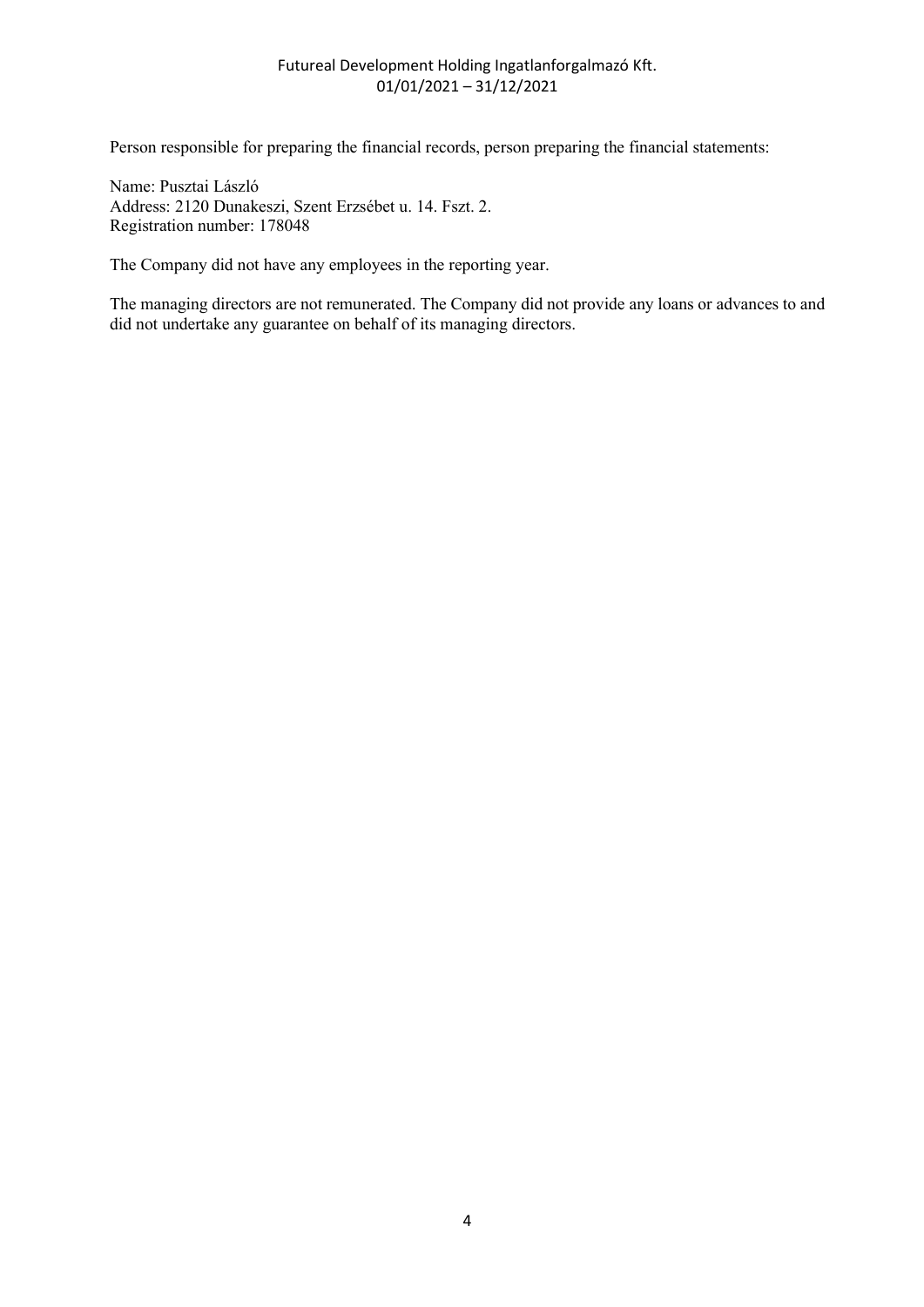Person responsible for preparing the financial records, person preparing the financial statements:

Name: Pusztai László
Address: 2120 Dunakeszi, Szent Erzsébet u. 14. Fszt. 2.
Registration number: 178048

The Company did not have any employees in the reporting year.

The managing directors are not remunerated. The Company did not provide any loans or advances to and did not undertake any guarantee on behalf of its managing directors.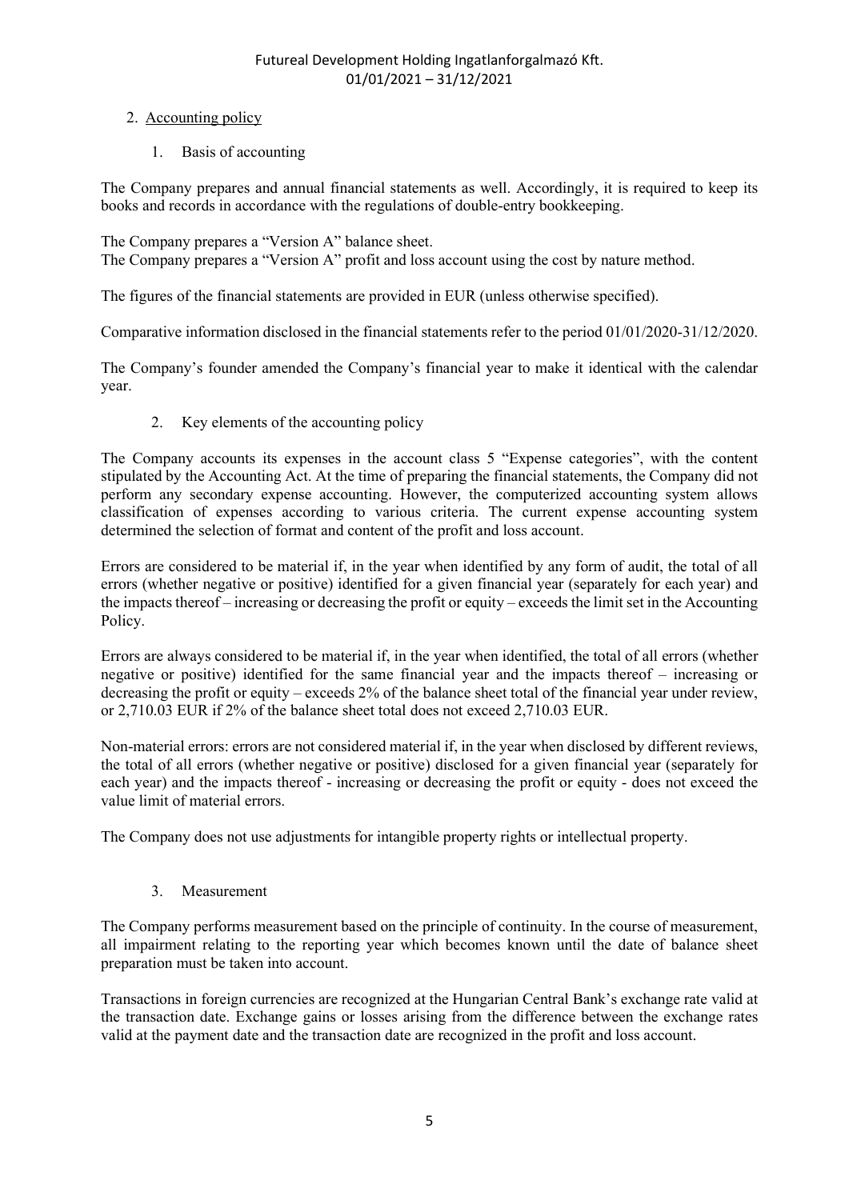## 2. Accounting policy

### 1. Basis of accounting

The Company prepares and annual financial statements as well. Accordingly, it is required to keep its books and records in accordance with the regulations of double-entry bookkeeping.

The Company prepares a "Version A" balance sheet.
The Company prepares a "Version A" profit and loss account using the cost by nature method.

The figures of the financial statements are provided in EUR (unless otherwise specified).

Comparative information disclosed in the financial statements refer to the period 01/01/2020-31/12/2020.

The Company's founder amended the Company's financial year to make it identical with the calendar year.

### 2. Key elements of the accounting policy

The Company accounts its expenses in the account class 5 "Expense categories", with the content stipulated by the Accounting Act. At the time of preparing the financial statements, the Company did not perform any secondary expense accounting. However, the computerized accounting system allows classification of expenses according to various criteria. The current expense accounting system determined the selection of format and content of the profit and loss account.

Errors are considered to be material if, in the year when identified by any form of audit, the total of all errors (whether negative or positive) identified for a given financial year (separately for each year) and the impacts thereof – increasing or decreasing the profit or equity – exceeds the limit set in the Accounting Policy.

Errors are always considered to be material if, in the year when identified, the total of all errors (whether negative or positive) identified for the same financial year and the impacts thereof – increasing or decreasing the profit or equity – exceeds 2% of the balance sheet total of the financial year under review, or 2,710.03 EUR if 2% of the balance sheet total does not exceed 2,710.03 EUR.

Non-material errors: errors are not considered material if, in the year when disclosed by different reviews, the total of all errors (whether negative or positive) disclosed for a given financial year (separately for each year) and the impacts thereof - increasing or decreasing the profit or equity - does not exceed the value limit of material errors.

The Company does not use adjustments for intangible property rights or intellectual property.

### 3. Measurement

The Company performs measurement based on the principle of continuity. In the course of measurement, all impairment relating to the reporting year which becomes known until the date of balance sheet preparation must be taken into account.

Transactions in foreign currencies are recognized at the Hungarian Central Bank's exchange rate valid at the transaction date. Exchange gains or losses arising from the difference between the exchange rates valid at the payment date and the transaction date are recognized in the profit and loss account.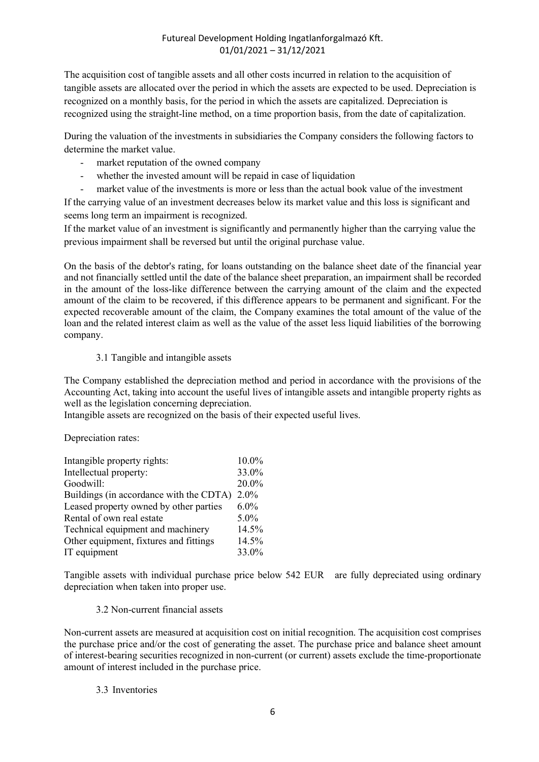The acquisition cost of tangible assets and all other costs incurred in relation to the acquisition of tangible assets are allocated over the period in which the assets are expected to be used. Depreciation is recognized on a monthly basis, for the period in which the assets are capitalized. Depreciation is recognized using the straight-line method, on a time proportion basis, from the date of capitalization.

During the valuation of the investments in subsidiaries the Company considers the following factors to determine the market value.

- market reputation of the owned company
- whether the invested amount will be repaid in case of liquidation
- market value of the investments is more or less than the actual book value of the investment

If the carrying value of an investment decreases below its market value and this loss is significant and seems long term an impairment is recognized.
If the market value of an investment is significantly and permanently higher than the carrying value the previous impairment shall be reversed but until the original purchase value.

On the basis of the debtor's rating, for loans outstanding on the balance sheet date of the financial year and not financially settled until the date of the balance sheet preparation, an impairment shall be recorded in the amount of the loss-like difference between the carrying amount of the claim and the expected amount of the claim to be recovered, if this difference appears to be permanent and significant. For the expected recoverable amount of the claim, the Company examines the total amount of the value of the loan and the related interest claim as well as the value of the asset less liquid liabilities of the borrowing company.

### 3.1 Tangible and intangible assets

The Company established the depreciation method and period in accordance with the provisions of the Accounting Act, taking into account the useful lives of intangible assets and intangible property rights as well as the legislation concerning depreciation.
Intangible assets are recognized on the basis of their expected useful lives.

Depreciation rates:

| | |
|---|---|
| Intangible property rights: | 10.0% |
| Intellectual property: | 33.0% |
| Goodwill: | 20.0% |
| Buildings (in accordance with the CDTA) | 2.0% |
| Leased property owned by other parties | 6.0% |
| Rental of own real estate | 5.0% |
| Technical equipment and machinery | 14.5% |
| Other equipment, fixtures and fittings | 14.5% |
| IT equipment | 33.0% |

Tangible assets with individual purchase price below 542 EUR are fully depreciated using ordinary depreciation when taken into proper use.

### 3.2 Non-current financial assets

Non-current assets are measured at acquisition cost on initial recognition. The acquisition cost comprises the purchase price and/or the cost of generating the asset. The purchase price and balance sheet amount of interest-bearing securities recognized in non-current (or current) assets exclude the time-proportionate amount of interest included in the purchase price.

### 3.3 Inventories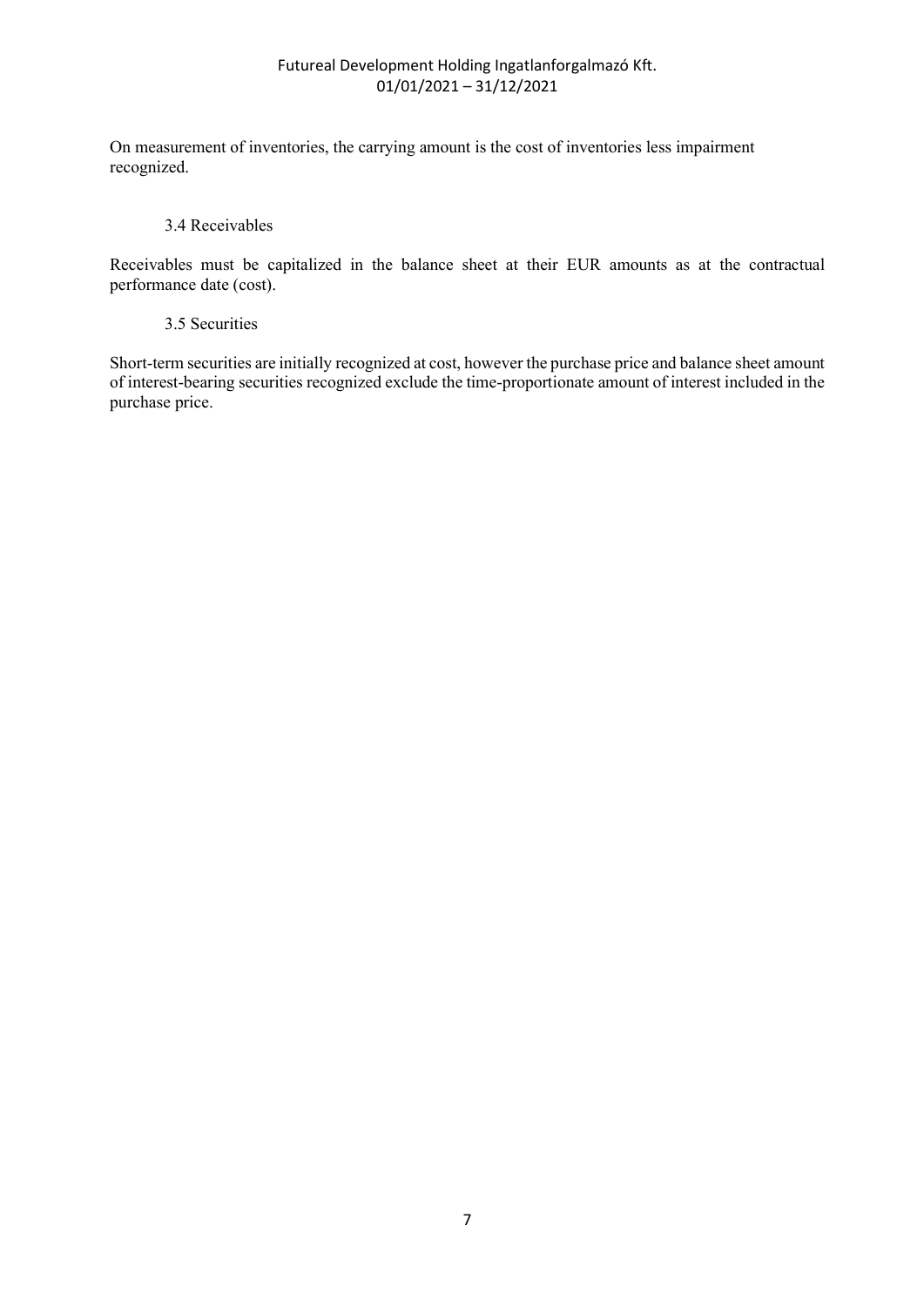On measurement of inventories, the carrying amount is the cost of inventories less impairment recognized.

### 3.4 Receivables

Receivables must be capitalized in the balance sheet at their EUR amounts as at the contractual performance date (cost).

### 3.5 Securities

Short-term securities are initially recognized at cost, however the purchase price and balance sheet amount of interest-bearing securities recognized exclude the time-proportionate amount of interest included in the purchase price.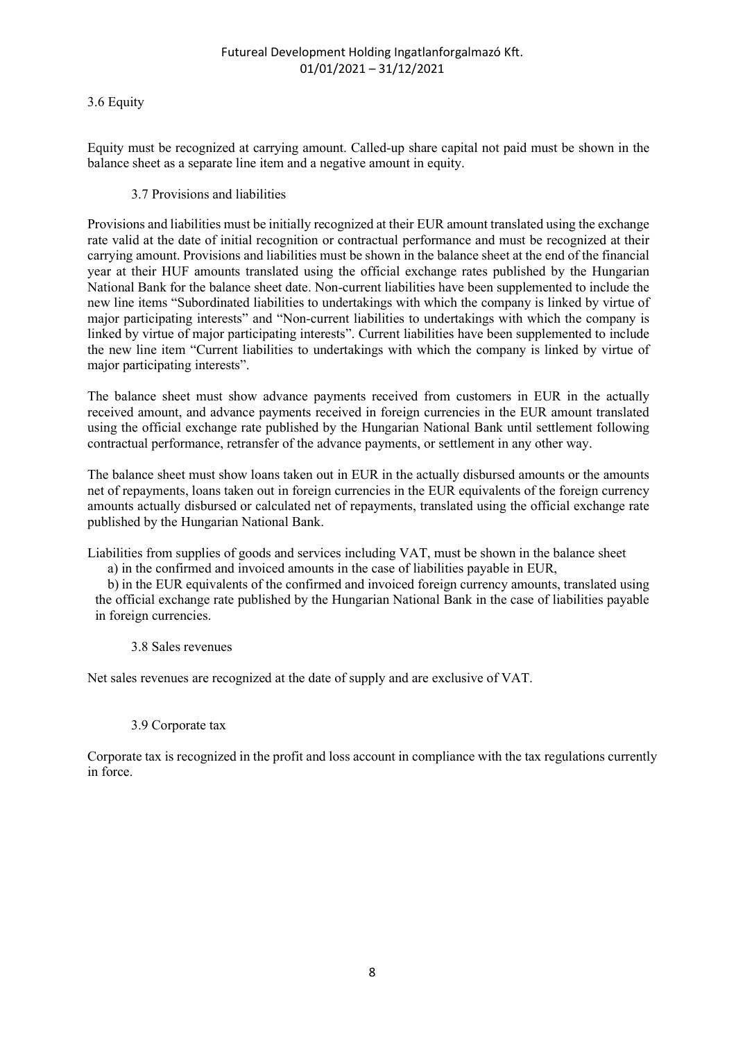### 3.6 Equity

Equity must be recognized at carrying amount. Called-up share capital not paid must be shown in the balance sheet as a separate line item and a negative amount in equity.

### 3.7 Provisions and liabilities

Provisions and liabilities must be initially recognized at their EUR amount translated using the exchange rate valid at the date of initial recognition or contractual performance and must be recognized at their carrying amount. Provisions and liabilities must be shown in the balance sheet at the end of the financial year at their HUF amounts translated using the official exchange rates published by the Hungarian National Bank for the balance sheet date. Non-current liabilities have been supplemented to include the new line items "Subordinated liabilities to undertakings with which the company is linked by virtue of major participating interests" and "Non-current liabilities to undertakings with which the company is linked by virtue of major participating interests". Current liabilities have been supplemented to include the new line item "Current liabilities to undertakings with which the company is linked by virtue of major participating interests".

The balance sheet must show advance payments received from customers in EUR in the actually received amount, and advance payments received in foreign currencies in the EUR amount translated using the official exchange rate published by the Hungarian National Bank until settlement following contractual performance, retransfer of the advance payments, or settlement in any other way.

The balance sheet must show loans taken out in EUR in the actually disbursed amounts or the amounts net of repayments, loans taken out in foreign currencies in the EUR equivalents of the foreign currency amounts actually disbursed or calculated net of repayments, translated using the official exchange rate published by the Hungarian National Bank.

Liabilities from supplies of goods and services including VAT, must be shown in the balance sheet

a) in the confirmed and invoiced amounts in the case of liabilities payable in EUR,

b) in the EUR equivalents of the confirmed and invoiced foreign currency amounts, translated using the official exchange rate published by the Hungarian National Bank in the case of liabilities payable in foreign currencies.

### 3.8 Sales revenues

Net sales revenues are recognized at the date of supply and are exclusive of VAT.

### 3.9 Corporate tax

Corporate tax is recognized in the profit and loss account in compliance with the tax regulations currently in force.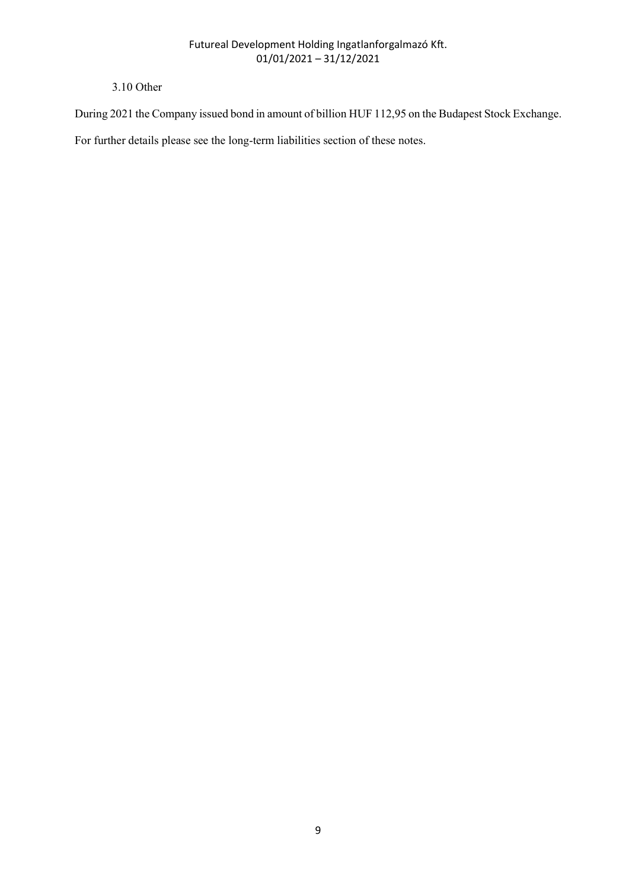### 3.10 Other

During 2021 the Company issued bond in amount of billion HUF 112,95 on the Budapest Stock Exchange.

For further details please see the long-term liabilities section of these notes.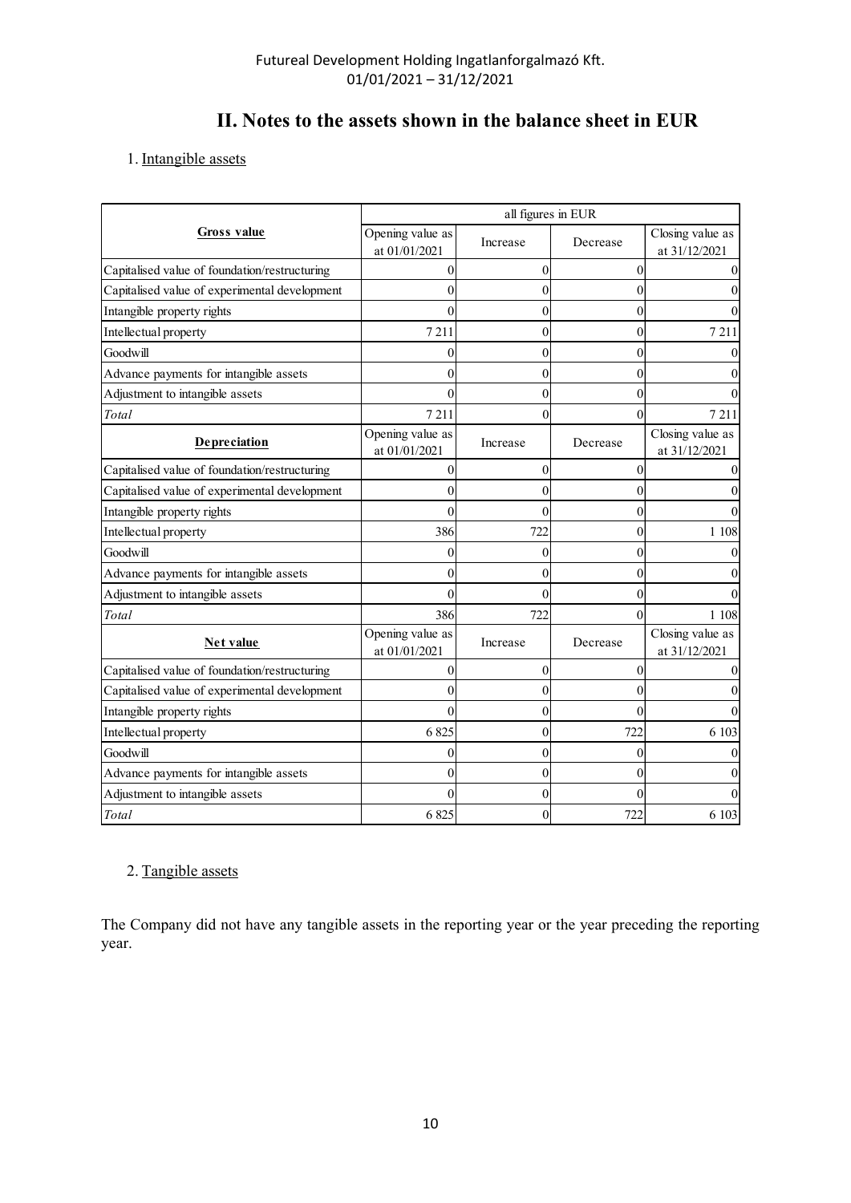# II. Notes to the assets shown in the balance sheet in EUR

1. Intangible assets

| | all figures in EUR | | | |
|---|---|---|---|---|
| **Gross value** | Opening value as at 01/01/2021 | Increase | Decrease | Closing value as at 31/12/2021 |
| Capitalised value of foundation/restructuring | 0 | 0 | 0 | 0 |
| Capitalised value of experimental development | 0 | 0 | 0 | 0 |
| Intangible property rights | 0 | 0 | 0 | 0 |
| Intellectual property | 7 211 | 0 | 0 | 7 211 |
| Goodwill | 0 | 0 | 0 | 0 |
| Advance payments for intangible assets | 0 | 0 | 0 | 0 |
| Adjustment to intangible assets | 0 | 0 | 0 | 0 |
| *Total* | 7 211 | 0 | 0 | 7 211 |
| **Depreciation** | Opening value as at 01/01/2021 | Increase | Decrease | Closing value as at 31/12/2021 |
| Capitalised value of foundation/restructuring | 0 | 0 | 0 | 0 |
| Capitalised value of experimental development | 0 | 0 | 0 | 0 |
| Intangible property rights | 0 | 0 | 0 | 0 |
| Intellectual property | 386 | 722 | 0 | 1 108 |
| Goodwill | 0 | 0 | 0 | 0 |
| Advance payments for intangible assets | 0 | 0 | 0 | 0 |
| Adjustment to intangible assets | 0 | 0 | 0 | 0 |
| *Total* | 386 | 722 | 0 | 1 108 |
| **Net value** | Opening value as at 01/01/2021 | Increase | Decrease | Closing value as at 31/12/2021 |
| Capitalised value of foundation/restructuring | 0 | 0 | 0 | 0 |
| Capitalised value of experimental development | 0 | 0 | 0 | 0 |
| Intangible property rights | 0 | 0 | 0 | 0 |
| Intellectual property | 6 825 | 0 | 722 | 6 103 |
| Goodwill | 0 | 0 | 0 | 0 |
| Advance payments for intangible assets | 0 | 0 | 0 | 0 |
| Adjustment to intangible assets | 0 | 0 | 0 | 0 |
| *Total* | 6 825 | 0 | 722 | 6 103 |

2. Tangible assets

The Company did not have any tangible assets in the reporting year or the year preceding the reporting year.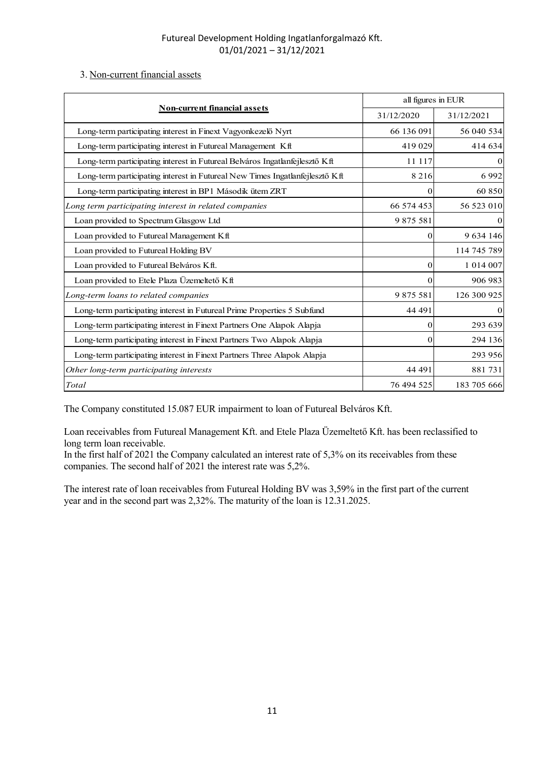3. Non-current financial assets

| Non-current financial assets | all figures in EUR | |
|---|---|---|
| | 31/12/2020 | 31/12/2021 |
| Long-term participating interest in Finext Vagyonkezelő Nyrt | 66 136 091 | 56 040 534 |
| Long-term participating interest in Futureal Management Kft | 419 029 | 414 634 |
| Long-term participating interest in Futureal Belváros Ingatlanfejlesztő Kft | 11 117 | 0 |
| Long-term participating interest in Futureal New Times Ingatlanfejlesztő Kft | 8 216 | 6 992 |
| Long-term participating interest in BP1 Második ütem ZRT | 0 | 60 850 |
| *Long term participating interest in related companies* | 66 574 453 | 56 523 010 |
| Loan provided to Spectrum Glasgow Ltd | 9 875 581 | 0 |
| Loan provided to Futureal Management Kft | 0 | 9 634 146 |
| Loan provided to Futureal Holding BV | | 114 745 789 |
| Loan provided to Futureal Belváros Kft. | 0 | 1 014 007 |
| Loan provided to Etele Plaza Üzemeltető Kft | 0 | 906 983 |
| *Long-term loans to related companies* | 9 875 581 | 126 300 925 |
| Long-term participating interest in Futureal Prime Properties 5 Subfund | 44 491 | 0 |
| Long-term participating interest in Finext Partners One Alapok Alapja | 0 | 293 639 |
| Long-term participating interest in Finext Partners Two Alapok Alapja | 0 | 294 136 |
| Long-term participating interest in Finext Partners Three Alapok Alapja | | 293 956 |
| *Other long-term participating interests* | 44 491 | 881 731 |
| *Total* | 76 494 525 | 183 705 666 |

The Company constituted 15.087 EUR impairment to loan of Futureal Belváros Kft.

Loan receivables from Futureal Management Kft. and Etele Plaza Üzemeltető Kft. has been reclassified to long term loan receivable.
In the first half of 2021 the Company calculated an interest rate of 5,3% on its receivables from these companies. The second half of 2021 the interest rate was 5,2%.

The interest rate of loan receivables from Futureal Holding BV was 3,59% in the first part of the current year and in the second part was 2,32%. The maturity of the loan is 12.31.2025.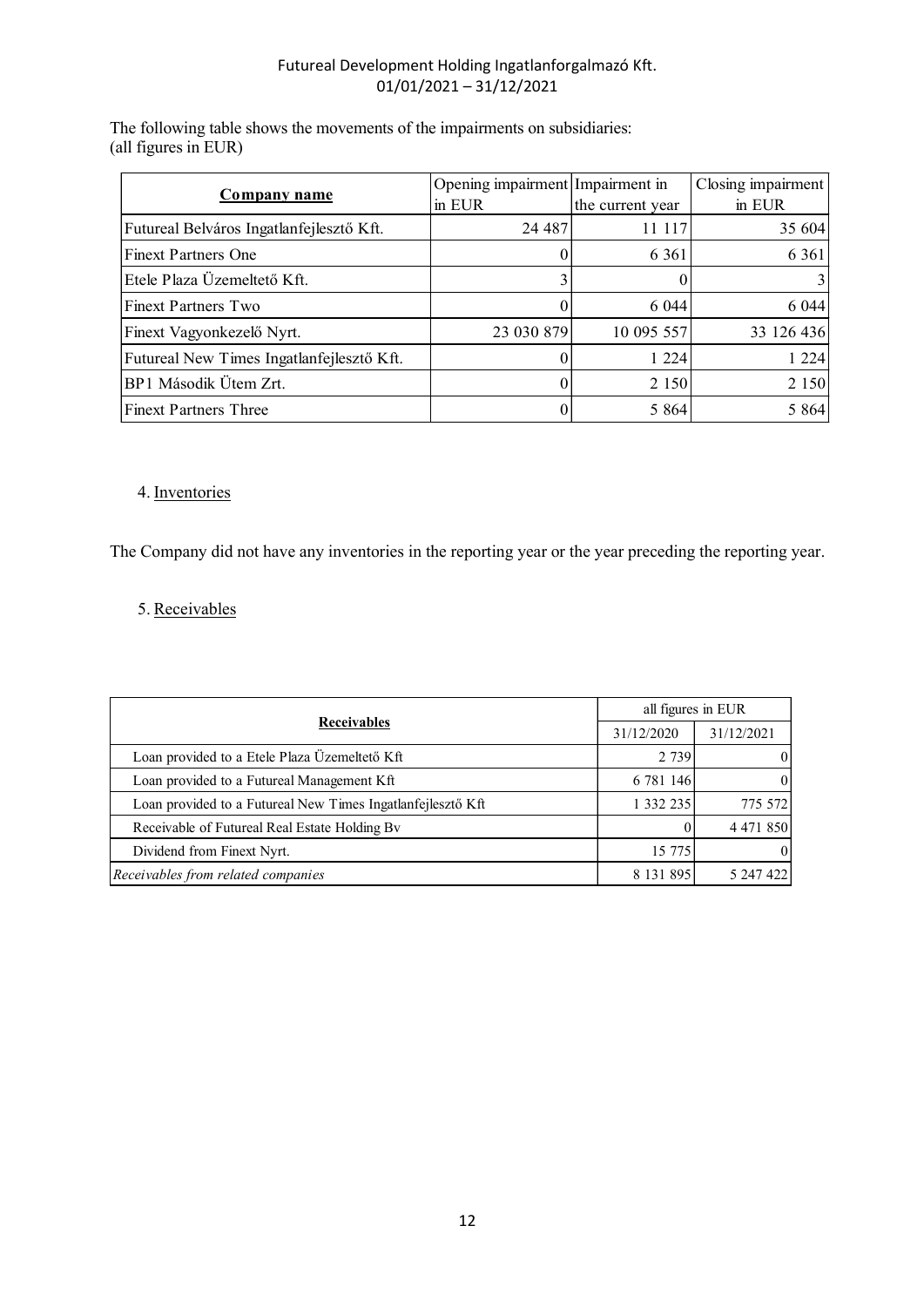The following table shows the movements of the impairments on subsidiaries:
(all figures in EUR)

| Company name | Opening impairment in EUR | Impairment in the current year | Closing impairment in EUR |
|---|---|---|---|
| Futureal Belváros Ingatlanfejlesztő Kft. | 24 487 | 11 117 | 35 604 |
| Finext Partners One | 0 | 6 361 | 6 361 |
| Etele Plaza Üzemeltető Kft. | 3 | 0 | 3 |
| Finext Partners Two | 0 | 6 044 | 6 044 |
| Finext Vagyonkezelő Nyrt. | 23 030 879 | 10 095 557 | 33 126 436 |
| Futureal New Times Ingatlanfejlesztő Kft. | 0 | 1 224 | 1 224 |
| BP1 Második Ütem Zrt. | 0 | 2 150 | 2 150 |
| Finext Partners Three | 0 | 5 864 | 5 864 |

4. Inventories

The Company did not have any inventories in the reporting year or the year preceding the reporting year.

5. Receivables

| Receivables | all figures in EUR | |
|---|---|---|
| | 31/12/2020 | 31/12/2021 |
| Loan provided to a Etele Plaza Üzemeltető Kft | 2 739 | 0 |
| Loan provided to a Futureal Management Kft | 6 781 146 | 0 |
| Loan provided to a Futureal New Times Ingatlanfejlesztő Kft | 1 332 235 | 775 572 |
| Receivable of Futureal Real Estate Holding Bv | 0 | 4 471 850 |
| Dividend from Finext Nyrt. | 15 775 | 0 |
| *Receivables from related companies* | 8 131 895 | 5 247 422 |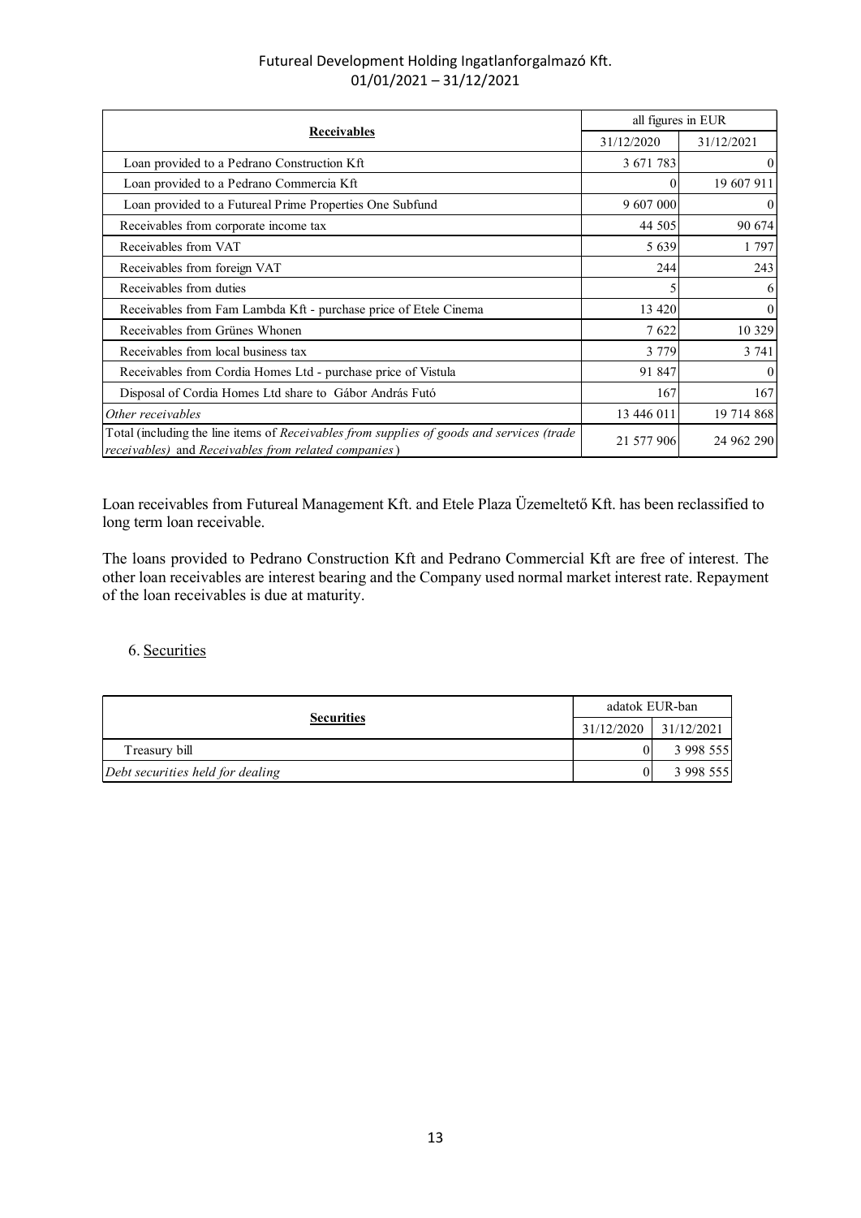| Receivables | all figures in EUR | |
|---|---|---|
| | 31/12/2020 | 31/12/2021 |
| Loan provided to a Pedrano Construction Kft | 3 671 783 | 0 |
| Loan provided to a Pedrano Commercia Kft | 0 | 19 607 911 |
| Loan provided to a Futureal Prime Properties One Subfund | 9 607 000 | 0 |
| Receivables from corporate income tax | 44 505 | 90 674 |
| Receivables from VAT | 5 639 | 1 797 |
| Receivables from foreign VAT | 244 | 243 |
| Receivables from duties | 5 | 6 |
| Receivables from Fam Lambda Kft - purchase price of Etele Cinema | 13 420 | 0 |
| Receivables from Grünes Whonen | 7 622 | 10 329 |
| Receivables from local business tax | 3 779 | 3 741 |
| Receivables from Cordia Homes Ltd - purchase price of Vistula | 91 847 | 0 |
| Disposal of Cordia Homes Ltd share to Gábor András Futó | 167 | 167 |
| *Other receivables* | 13 446 011 | 19 714 868 |
| Total (including the line items of *Receivables from supplies of goods and services (trade receivables)* and *Receivables from related companies*) | 21 577 906 | 24 962 290 |

Loan receivables from Futureal Management Kft. and Etele Plaza Üzemeltető Kft. has been reclassified to long term loan receivable.

The loans provided to Pedrano Construction Kft and Pedrano Commercial Kft are free of interest. The other loan receivables are interest bearing and the Company used normal market interest rate. Repayment of the loan receivables is due at maturity.

6. Securities

| Securities | adatok EUR-ban | |
|---|---|---|
| | 31/12/2020 | 31/12/2021 |
| Treasury bill | 0 | 3 998 555 |
| *Debt securities held for dealing* | 0 | 3 998 555 |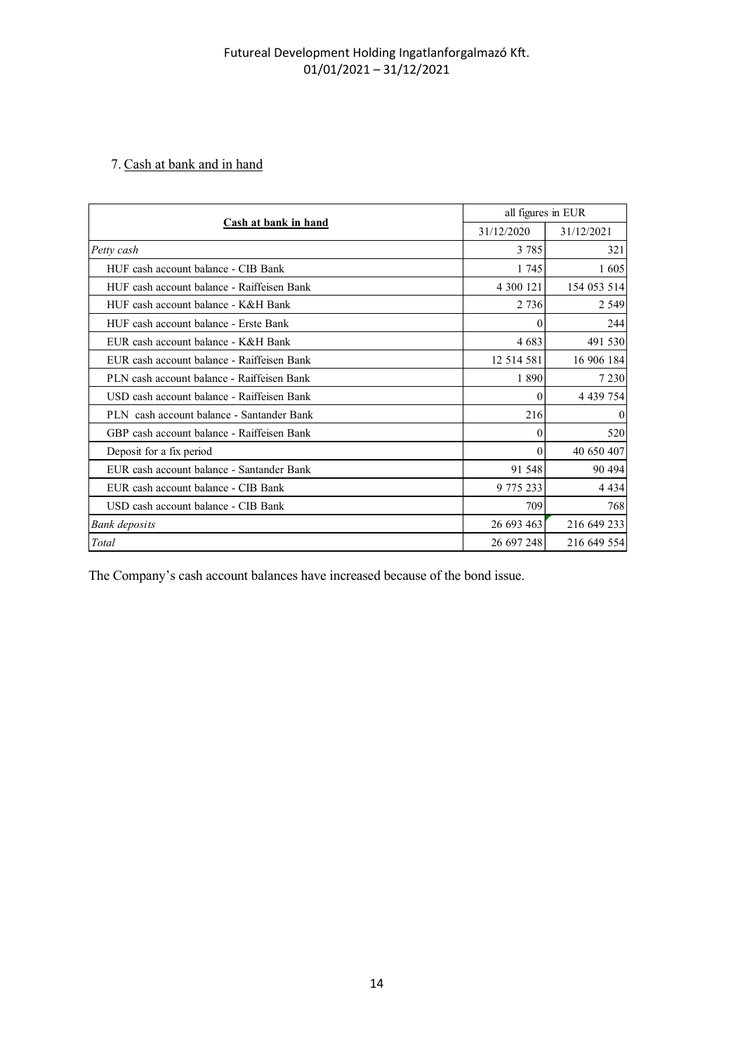## 7. Cash at bank and in hand

| Cash at bank in hand | all figures in EUR | |
|---|---|---|
| | 31/12/2020 | 31/12/2021 |
| *Petty cash* | 3 785 | 321 |
| HUF cash account balance - CIB Bank | 1 745 | 1 605 |
| HUF cash account balance - Raiffeisen Bank | 4 300 121 | 154 053 514 |
| HUF cash account balance - K&H Bank | 2 736 | 2 549 |
| HUF cash account balance - Erste Bank | 0 | 244 |
| EUR cash account balance - K&H Bank | 4 683 | 491 530 |
| EUR cash account balance - Raiffeisen Bank | 12 514 581 | 16 906 184 |
| PLN cash account balance - Raiffeisen Bank | 1 890 | 7 230 |
| USD cash account balance - Raiffeisen Bank | 0 | 4 439 754 |
| PLN cash account balance - Santander Bank | 216 | 0 |
| GBP cash account balance - Raiffeisen Bank | 0 | 520 |
| Deposit for a fix period | 0 | 40 650 407 |
| EUR cash account balance - Santander Bank | 91 548 | 90 494 |
| EUR cash account balance - CIB Bank | 9 775 233 | 4 434 |
| USD cash account balance - CIB Bank | 709 | 768 |
| *Bank deposits* | 26 693 463 | 216 649 233 |
| *Total* | 26 697 248 | 216 649 554 |

The Company's cash account balances have increased because of the bond issue.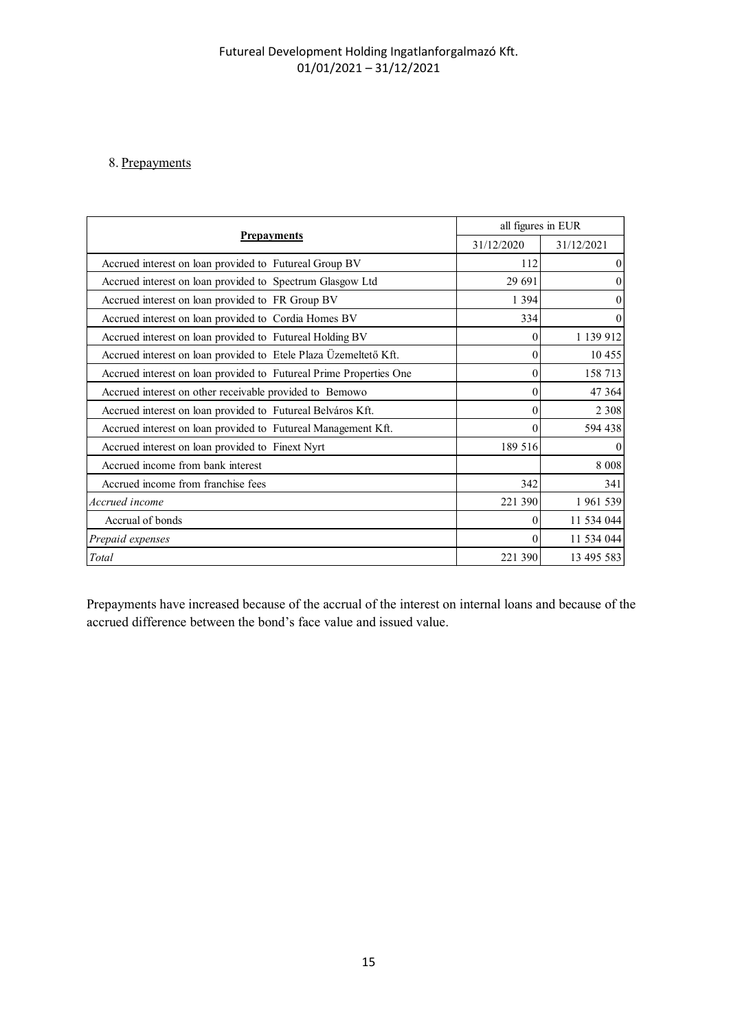8. Prepayments

| Prepayments | all figures in EUR | |
|---|---|---|
| | 31/12/2020 | 31/12/2021 |
| Accrued interest on loan provided to Futureal Group BV | 112 | 0 |
| Accrued interest on loan provided to Spectrum Glasgow Ltd | 29 691 | 0 |
| Accrued interest on loan provided to FR Group BV | 1 394 | 0 |
| Accrued interest on loan provided to Cordia Homes BV | 334 | 0 |
| Accrued interest on loan provided to Futureal Holding BV | 0 | 1 139 912 |
| Accrued interest on loan provided to Etele Plaza Üzemeltető Kft. | 0 | 10 455 |
| Accrued interest on loan provided to Futureal Prime Properties One | 0 | 158 713 |
| Accrued interest on other receivable provided to Bemowo | 0 | 47 364 |
| Accrued interest on loan provided to Futureal Belváros Kft. | 0 | 2 308 |
| Accrued interest on loan provided to Futureal Management Kft. | 0 | 594 438 |
| Accrued interest on loan provided to Finext Nyrt | 189 516 | 0 |
| Accrued income from bank interest | | 8 008 |
| Accrued income from franchise fees | 342 | 341 |
| *Accrued income* | 221 390 | 1 961 539 |
| Accrual of bonds | 0 | 11 534 044 |
| *Prepaid expenses* | 0 | 11 534 044 |
| *Total* | 221 390 | 13 495 583 |

Prepayments have increased because of the accrual of the interest on internal loans and because of the accrued difference between the bond's face value and issued value.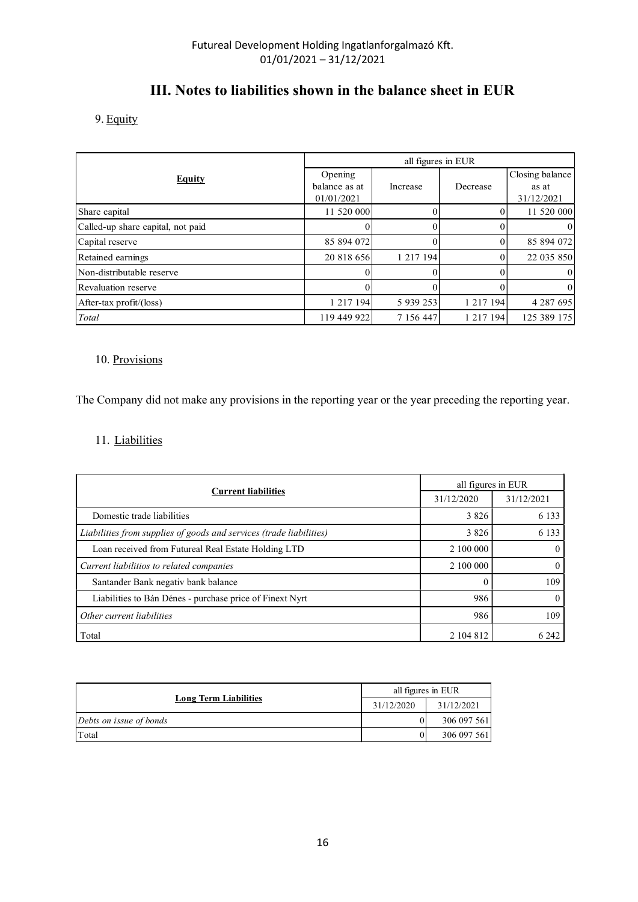# III. Notes to liabilities shown in the balance sheet in EUR

9. Equity

| Equity | all figures in EUR | | | |
|---|---|---|---|---|
| | Opening balance as at 01/01/2021 | Increase | Decrease | Closing balance as at 31/12/2021 |
| Share capital | 11 520 000 | 0 | 0 | 11 520 000 |
| Called-up share capital, not paid | 0 | 0 | 0 | 0 |
| Capital reserve | 85 894 072 | 0 | 0 | 85 894 072 |
| Retained earnings | 20 818 656 | 1 217 194 | 0 | 22 035 850 |
| Non-distributable reserve | 0 | 0 | 0 | 0 |
| Revaluation reserve | 0 | 0 | 0 | 0 |
| After-tax profit/(loss) | 1 217 194 | 5 939 253 | 1 217 194 | 4 287 695 |
| *Total* | 119 449 922 | 7 156 447 | 1 217 194 | 125 389 175 |

10. Provisions

The Company did not make any provisions in the reporting year or the year preceding the reporting year.

11. Liabilities

| Current liabilities | all figures in EUR | |
|---|---|---|
| | 31/12/2020 | 31/12/2021 |
| Domestic trade liabilities | 3 826 | 6 133 |
| *Liabilities from supplies of goods and services (trade liabilities)* | 3 826 | 6 133 |
| Loan received from Futureal Real Estate Holding LTD | 2 100 000 | 0 |
| *Current liabilitios to related companies* | 2 100 000 | 0 |
| Santander Bank negativ bank balance | 0 | 109 |
| Liabilities to Bán Dénes - purchase price of Finext Nyrt | 986 | 0 |
| *Other current liabilities* | 986 | 109 |
| Total | 2 104 812 | 6 242 |

| Long Term Liabilities | all figures in EUR | |
|---|---|---|
| | 31/12/2020 | 31/12/2021 |
| *Debts on issue of bonds* | 0 | 306 097 561 |
| Total | 0 | 306 097 561 |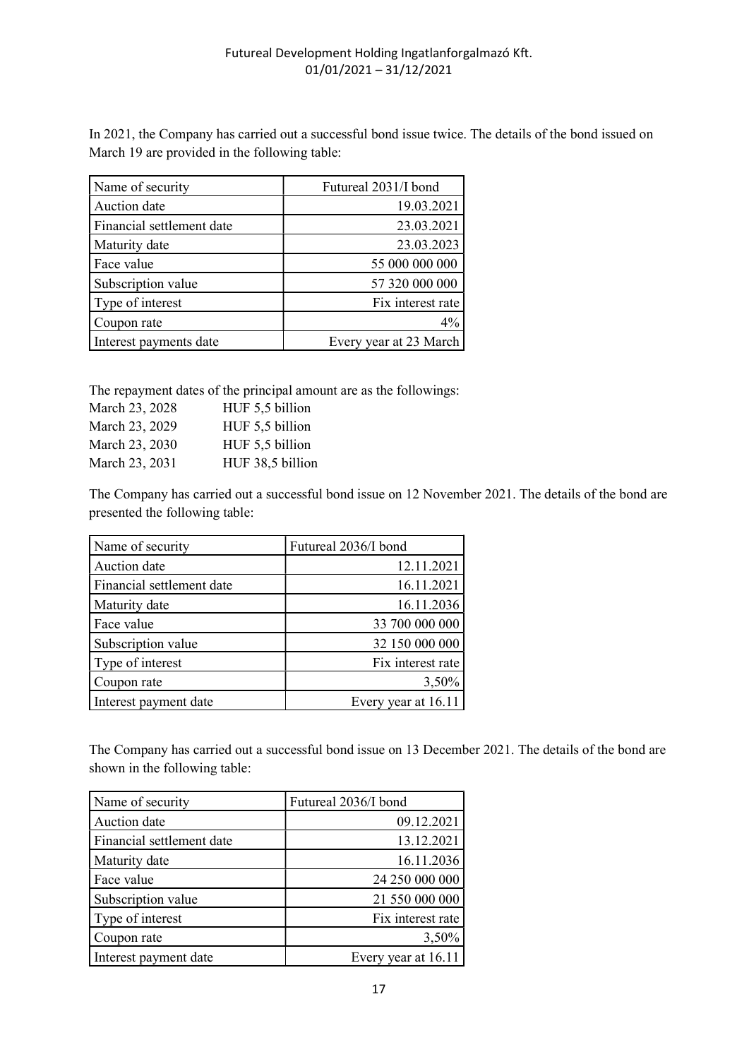In 2021, the Company has carried out a successful bond issue twice. The details of the bond issued on March 19 are provided in the following table:

| Name of security | Futureal 2031/I bond |
|---|---|
| Auction date | 19.03.2021 |
| Financial settlement date | 23.03.2021 |
| Maturity date | 23.03.2023 |
| Face value | 55 000 000 000 |
| Subscription value | 57 320 000 000 |
| Type of interest | Fix interest rate |
| Coupon rate | 4% |
| Interest payments date | Every year at 23 March |

The repayment dates of the principal amount are as the followings:

| | |
|---|---|
| March 23, 2028 | HUF 5,5 billion |
| March 23, 2029 | HUF 5,5 billion |
| March 23, 2030 | HUF 5,5 billion |
| March 23, 2031 | HUF 38,5 billion |

The Company has carried out a successful bond issue on 12 November 2021. The details of the bond are presented the following table:

| Name of security | Futureal 2036/I bond |
|---|---|
| Auction date | 12.11.2021 |
| Financial settlement date | 16.11.2021 |
| Maturity date | 16.11.2036 |
| Face value | 33 700 000 000 |
| Subscription value | 32 150 000 000 |
| Type of interest | Fix interest rate |
| Coupon rate | 3,50% |
| Interest payment date | Every year at 16.11 |

The Company has carried out a successful bond issue on 13 December 2021. The details of the bond are shown in the following table:

| Name of security | Futureal 2036/I bond |
|---|---|
| Auction date | 09.12.2021 |
| Financial settlement date | 13.12.2021 |
| Maturity date | 16.11.2036 |
| Face value | 24 250 000 000 |
| Subscription value | 21 550 000 000 |
| Type of interest | Fix interest rate |
| Coupon rate | 3,50% |
| Interest payment date | Every year at 16.11 |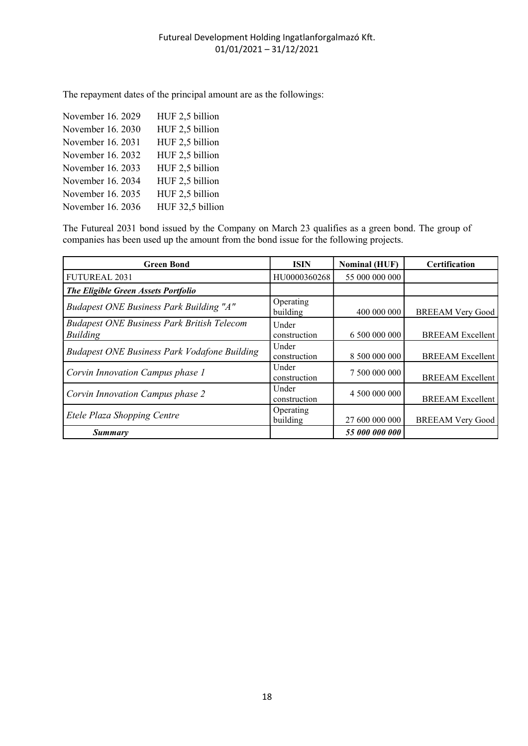The repayment dates of the principal amount are as the followings:

| | |
|---|---|
| November 16. 2029 | HUF 2,5 billion |
| November 16. 2030 | HUF 2,5 billion |
| November 16. 2031 | HUF 2,5 billion |
| November 16. 2032 | HUF 2,5 billion |
| November 16. 2033 | HUF 2,5 billion |
| November 16. 2034 | HUF 2,5 billion |
| November 16. 2035 | HUF 2,5 billion |
| November 16. 2036 | HUF 32,5 billion |

The Futureal 2031 bond issued by the Company on March 23 qualifies as a green bond. The group of companies has been used up the amount from the bond issue for the following projects.

| Green Bond | ISIN | Nominal (HUF) | Certification |
|---|---|---|---|
| FUTUREAL 2031 | HU0000360268 | 55 000 000 000 | |
| ***The Eligible Green Assets Portfolio*** | | | |
| *Budapest ONE Business Park Building "A"* | Operating building | 400 000 000 | BREEAM Very Good |
| *Budapest ONE Business Park British Telecom Building* | Under construction | 6 500 000 000 | BREEAM Excellent |
| *Budapest ONE Business Park Vodafone Building* | Under construction | 8 500 000 000 | BREEAM Excellent |
| *Corvin Innovation Campus phase 1* | Under construction | 7 500 000 000 | BREEAM Excellent |
| *Corvin Innovation Campus phase 2* | Under construction | 4 500 000 000 | BREEAM Excellent |
| *Etele Plaza Shopping Centre* | Operating building | 27 600 000 000 | BREEAM Very Good |
| ***Summary*** | | ***55 000 000 000*** | |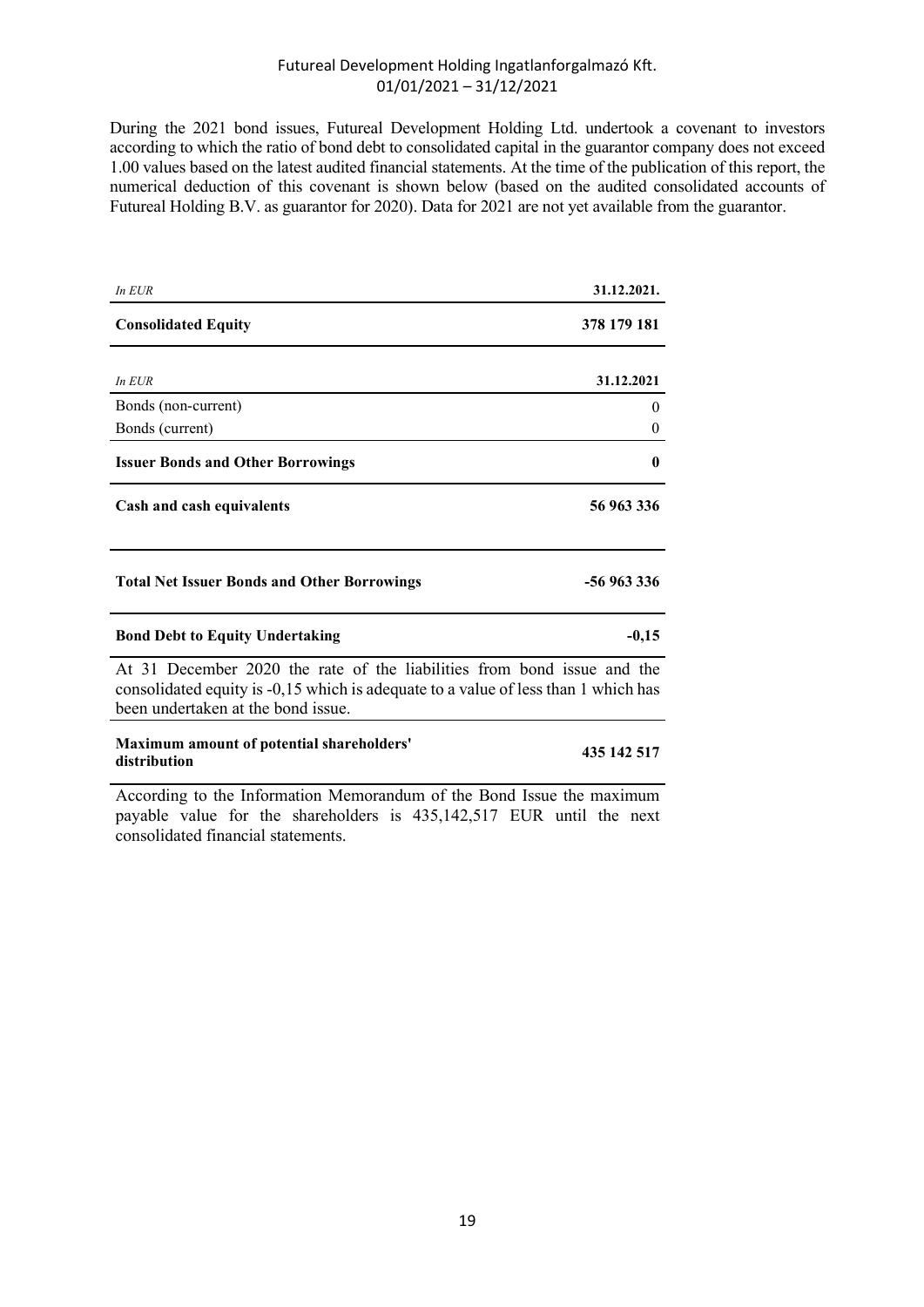During the 2021 bond issues, Futureal Development Holding Ltd. undertook a covenant to investors according to which the ratio of bond debt to consolidated capital in the guarantor company does not exceed 1.00 values based on the latest audited financial statements. At the time of the publication of this report, the numerical deduction of this covenant is shown below (based on the audited consolidated accounts of Futureal Holding B.V. as guarantor for 2020). Data for 2021 are not yet available from the guarantor.

| *In EUR* | **31.12.2021.** |
|---|---|
| **Consolidated Equity** | **378 179 181** |

| *In EUR* | **31.12.2021** |
|---|---|
| Bonds (non-current) | 0 |
| Bonds (current) | 0 |
| **Issuer Bonds and Other Borrowings** | **0** |
| **Cash and cash equivalents** | **56 963 336** |
| **Total Net Issuer Bonds and Other Borrowings** | **-56 963 336** |
| **Bond Debt to Equity Undertaking** | **-0,15** |

At 31 December 2020 the rate of the liabilities from bond issue and the consolidated equity is -0,15 which is adequate to a value of less than 1 which has been undertaken at the bond issue.

| | |
|---|---|
| **Maximum amount of potential shareholders' distribution** | **435 142 517** |

According to the Information Memorandum of the Bond Issue the maximum payable value for the shareholders is 435,142,517 EUR until the next consolidated financial statements.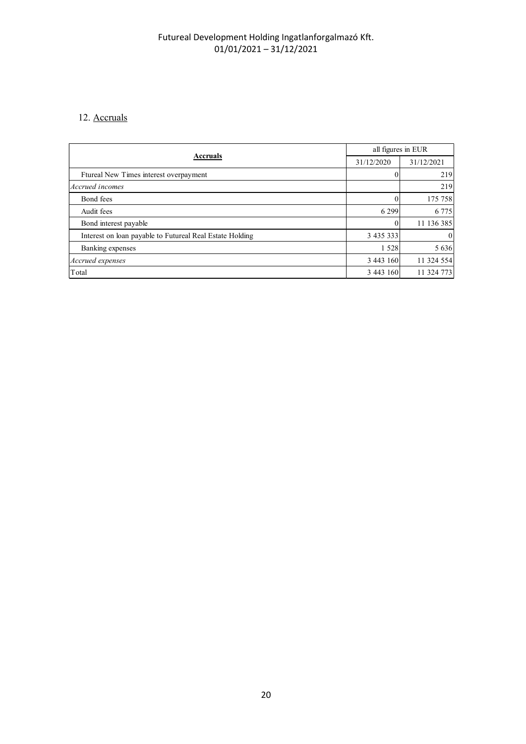12. Accruals

| Accruals | all figures in EUR | |
|---|---|---|
| | 31/12/2020 | 31/12/2021 |
| Ftureal New Times interest overpayment | 0 | 219 |
| *Accrued incomes* | | 219 |
| Bond fees | 0 | 175 758 |
| Audit fees | 6 299 | 6 775 |
| Bond interest payable | 0 | 11 136 385 |
| Interest on loan payable to Futureal Real Estate Holding | 3 435 333 | 0 |
| Banking expenses | 1 528 | 5 636 |
| *Accrued expenses* | 3 443 160 | 11 324 554 |
| Total | 3 443 160 | 11 324 773 |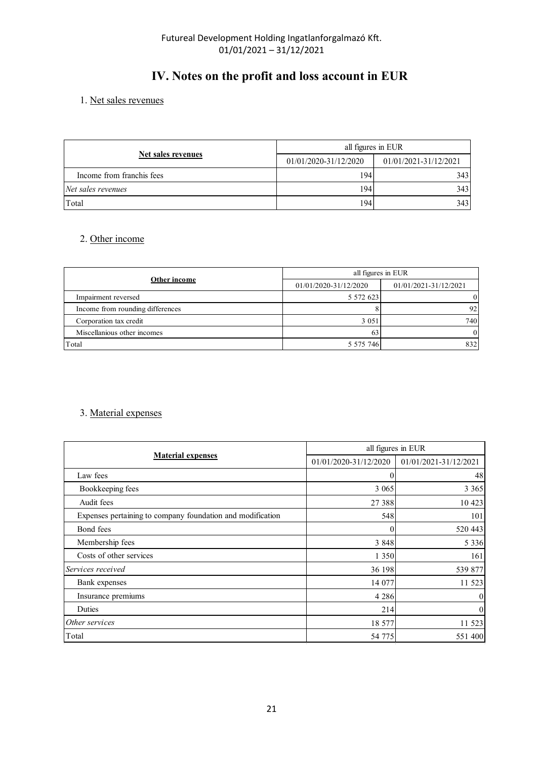# IV. Notes on the profit and loss account in EUR

1. Net sales revenues

| Net sales revenues | all figures in EUR | |
|---|---|---|
| | 01/01/2020-31/12/2020 | 01/01/2021-31/12/2021 |
| Income from franchis fees | 194 | 343 |
| *Net sales revenues* | 194 | 343 |
| Total | 194 | 343 |

2. Other income

| Other income | all figures in EUR | |
|---|---|---|
| | 01/01/2020-31/12/2020 | 01/01/2021-31/12/2021 |
| Impairment reversed | 5 572 623 | 0 |
| Income from rounding differences | 8 | 92 |
| Corporation tax credit | 3 051 | 740 |
| Miscellanious other incomes | 63 | 0 |
| Total | 5 575 746 | 832 |

3. Material expenses

| Material expenses | all figures in EUR | |
|---|---|---|
| | 01/01/2020-31/12/2020 | 01/01/2021-31/12/2021 |
| Law fees | 0 | 48 |
| Bookkeeping fees | 3 065 | 3 365 |
| Audit fees | 27 388 | 10 423 |
| Expenses pertaining to company foundation and modification | 548 | 101 |
| Bond fees | 0 | 520 443 |
| Membership fees | 3 848 | 5 336 |
| Costs of other services | 1 350 | 161 |
| *Services received* | 36 198 | 539 877 |
| Bank expenses | 14 077 | 11 523 |
| Insurance premiums | 4 286 | 0 |
| Duties | 214 | 0 |
| *Other services* | 18 577 | 11 523 |
| Total | 54 775 | 551 400 |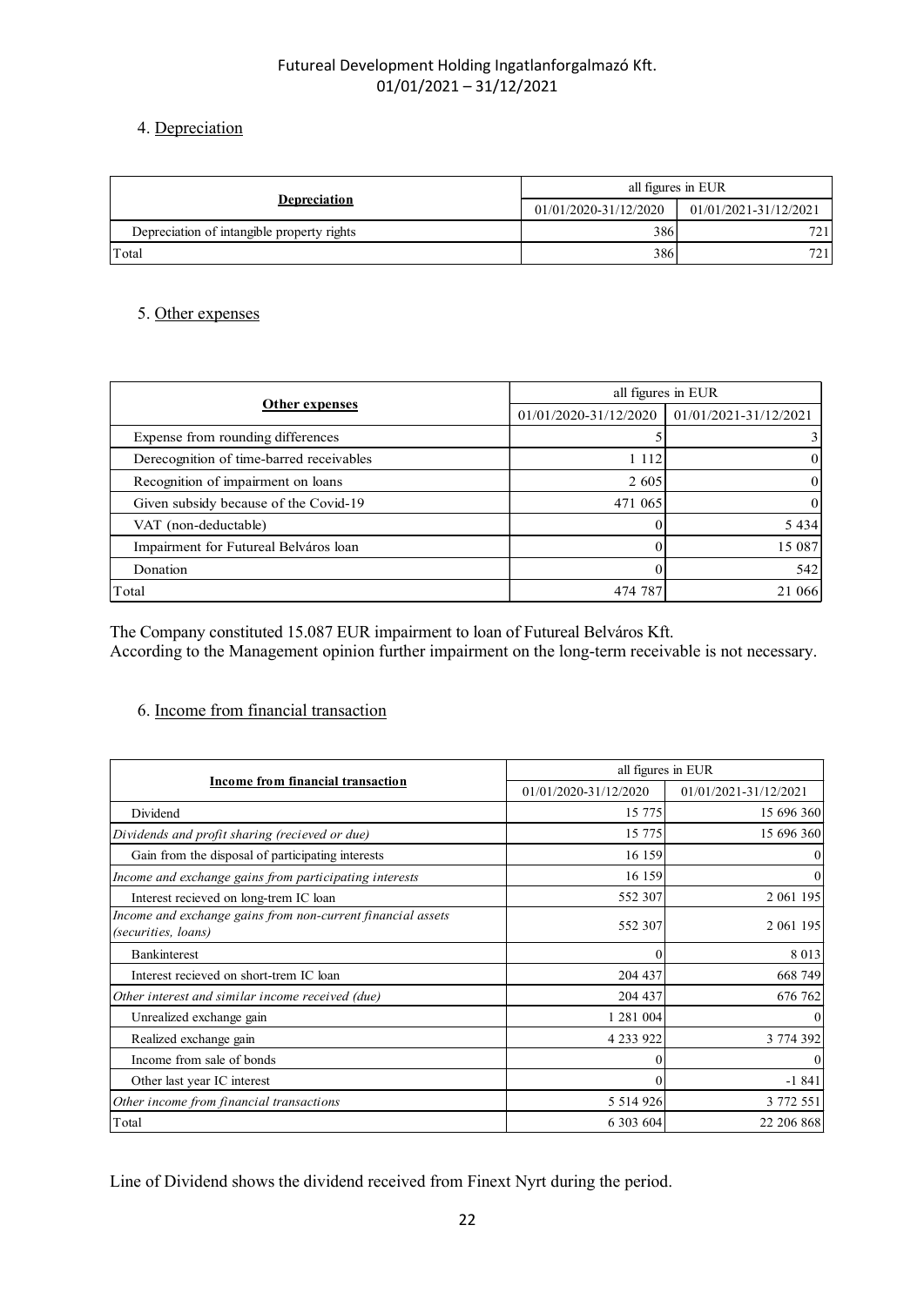## 4. Depreciation

| Depreciation | all figures in EUR | |
|---|---|---|
| | 01/01/2020-31/12/2020 | 01/01/2021-31/12/2021 |
| Depreciation of intangible property rights | 386 | 721 |
| Total | 386 | 721 |

## 5. Other expenses

| Other expenses | all figures in EUR | |
|---|---|---|
| | 01/01/2020-31/12/2020 | 01/01/2021-31/12/2021 |
| Expense from rounding differences | 5 | 3 |
| Derecognition of time-barred receivables | 1 112 | 0 |
| Recognition of impairment on loans | 2 605 | 0 |
| Given subsidy because of the Covid-19 | 471 065 | 0 |
| VAT (non-deductable) | 0 | 5 434 |
| Impairment for Futureal Belváros loan | 0 | 15 087 |
| Donation | 0 | 542 |
| Total | 474 787 | 21 066 |

The Company constituted 15.087 EUR impairment to loan of Futureal Belváros Kft.
According to the Management opinion further impairment on the long-term receivable is not necessary.

## 6. Income from financial transaction

| Income from financial transaction | all figures in EUR | |
|---|---|---|
| | 01/01/2020-31/12/2020 | 01/01/2021-31/12/2021 |
| Dividend | 15 775 | 15 696 360 |
| *Dividends and profit sharing (recieved or due)* | 15 775 | 15 696 360 |
| Gain from the disposal of participating interests | 16 159 | 0 |
| *Income and exchange gains from participating interests* | 16 159 | 0 |
| Interest recieved on long-trem IC loan | 552 307 | 2 061 195 |
| *Income and exchange gains from non-current financial assets (securities, loans)* | 552 307 | 2 061 195 |
| Bankinterest | 0 | 8 013 |
| Interest recieved on short-trem IC loan | 204 437 | 668 749 |
| *Other interest and similar income received (due)* | 204 437 | 676 762 |
| Unrealized exchange gain | 1 281 004 | 0 |
| Realized exchange gain | 4 233 922 | 3 774 392 |
| Income from sale of bonds | 0 | 0 |
| Other last year IC interest | 0 | -1 841 |
| *Other income from financial transactions* | 5 514 926 | 3 772 551 |
| Total | 6 303 604 | 22 206 868 |

Line of Dividend shows the dividend received from Finext Nyrt during the period.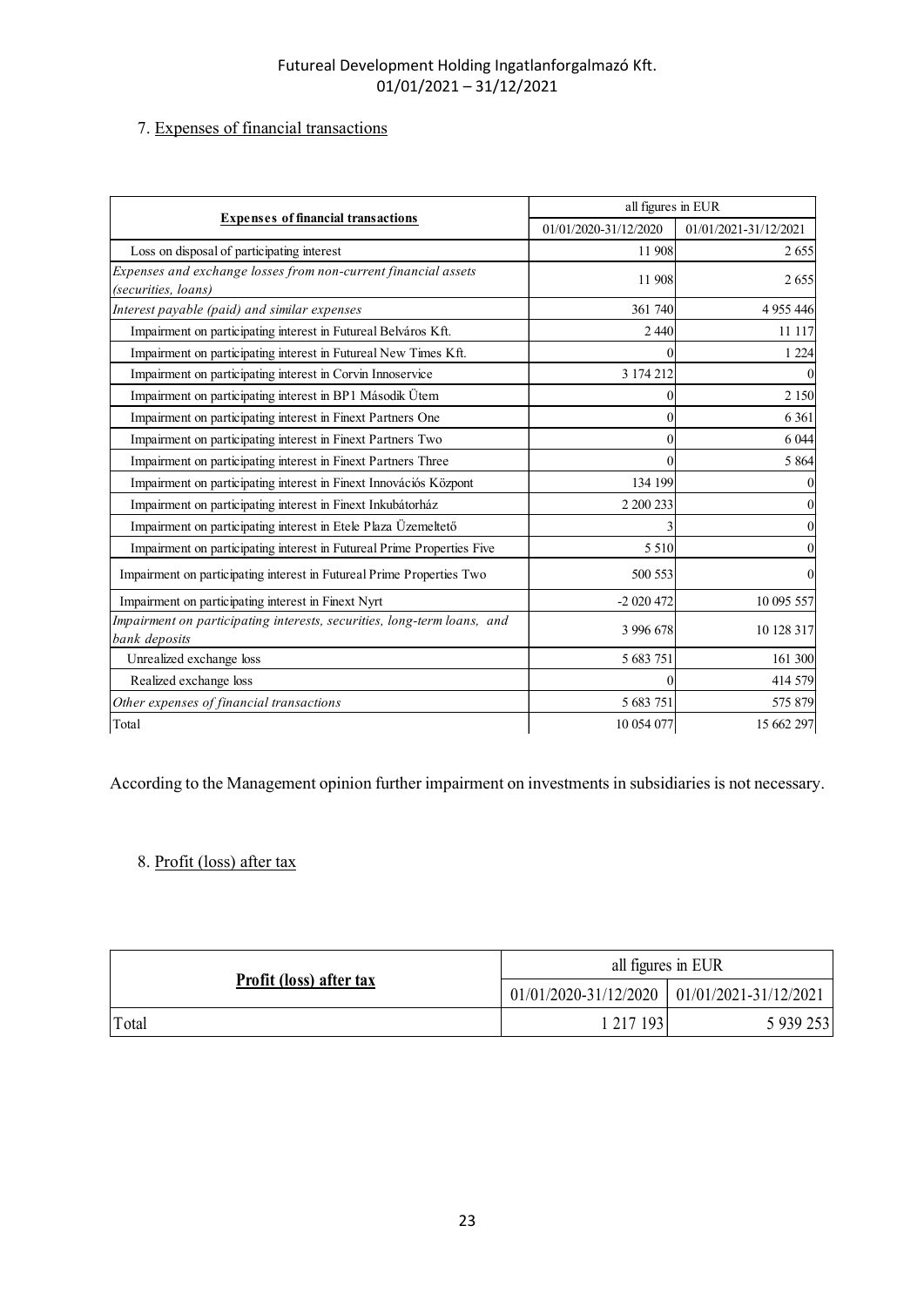7. Expenses of financial transactions

| Expenses of financial transactions | all figures in EUR | |
|---|---|---|
| | 01/01/2020-31/12/2020 | 01/01/2021-31/12/2021 |
| Loss on disposal of participating interest | 11 908 | 2 655 |
| *Expenses and exchange losses from non-current financial assets (securities, loans)* | 11 908 | 2 655 |
| *Interest payable (paid) and similar expenses* | 361 740 | 4 955 446 |
| Impairment on participating interest in Futureal Belváros Kft. | 2 440 | 11 117 |
| Impairment on participating interest in Futureal New Times Kft. | 0 | 1 224 |
| Impairment on participating interest in Corvin Innoservice | 3 174 212 | 0 |
| Impairment on participating interest in BP1 Második Ütem | 0 | 2 150 |
| Impairment on participating interest in Finext Partners One | 0 | 6 361 |
| Impairment on participating interest in Finext Partners Two | 0 | 6 044 |
| Impairment on participating interest in Finext Partners Three | 0 | 5 864 |
| Impairment on participating interest in Finext Innovációs Központ | 134 199 | 0 |
| Impairment on participating interest in Finext Inkubátorház | 2 200 233 | 0 |
| Impairment on participating interest in Etele Plaza Üzemeltető | 3 | 0 |
| Impairment on participating interest in Futureal Prime Properties Five | 5 510 | 0 |
| Impairment on participating interest in Futureal Prime Properties Two | 500 553 | 0 |
| Impairment on participating interest in Finext Nyrt | -2 020 472 | 10 095 557 |
| *Impairment on participating interests, securities, long-term loans, and bank deposits* | 3 996 678 | 10 128 317 |
| Unrealized exchange loss | 5 683 751 | 161 300 |
| Realized exchange loss | 0 | 414 579 |
| *Other expenses of financial transactions* | 5 683 751 | 575 879 |
| Total | 10 054 077 | 15 662 297 |

According to the Management opinion further impairment on investments in subsidiaries is not necessary.

8. Profit (loss) after tax

| Profit (loss) after tax | all figures in EUR | |
|---|---|---|
| | 01/01/2020-31/12/2020 | 01/01/2021-31/12/2021 |
| Total | 1 217 193 | 5 939 253 |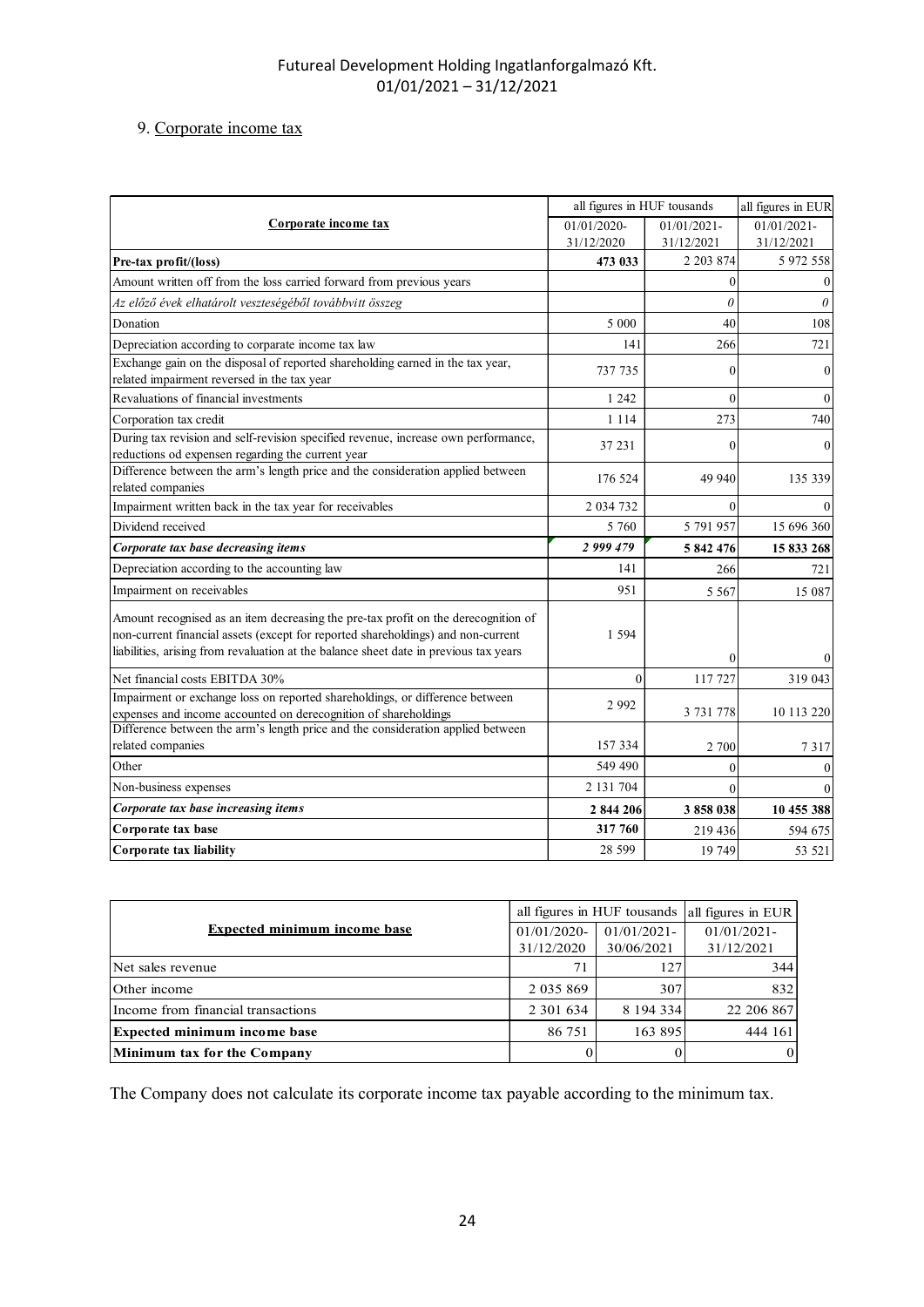## 9. Corporate income tax

| Corporate income tax | all figures in HUF tousands | | all figures in EUR |
|---|---|---|---|
| | 01/01/2020-31/12/2020 | 01/01/2021-31/12/2021 | 01/01/2021-31/12/2021 |
| **Pre-tax profit/(loss)** | **473 033** | 2 203 874 | 5 972 558 |
| Amount written off from the loss carried forward from previous years | | 0 | 0 |
| *Az előző évek elhatárolt veszteségéből továbbvitt összeg* | | *0* | *0* |
| Donation | 5 000 | 40 | 108 |
| Depreciation according to corparate income tax law | 141 | 266 | 721 |
| Exchange gain on the disposal of reported shareholding earned in the tax year, related impairment reversed in the tax year | 737 735 | 0 | 0 |
| Revaluations of financial investments | 1 242 | 0 | 0 |
| Corporation tax credit | 1 114 | 273 | 740 |
| During tax revision and self-revision specified revenue, increase own performance, reductions od expensen regarding the current year | 37 231 | 0 | 0 |
| Difference between the arm's length price and the consideration applied between related companies | 176 524 | 49 940 | 135 339 |
| Impairment written back in the tax year for receivables | 2 034 732 | 0 | 0 |
| Dividend received | 5 760 | 5 791 957 | 15 696 360 |
| ***Corporate tax base decreasing items*** | ***2 999 479*** | **5 842 476** | **15 833 268** |
| Depreciation according to the accounting law | 141 | 266 | 721 |
| Impairment on receivables | 951 | 5 567 | 15 087 |
| Amount recognised as an item decreasing the pre-tax profit on the derecognition of non-current financial assets (except for reported shareholdings) and non-current liabilities, arising from revaluation at the balance sheet date in previous tax years | 1 594 | 0 | 0 |
| Net financial costs EBITDA 30% | 0 | 117 727 | 319 043 |
| Impairment or exchange loss on reported shareholdings, or difference between expenses and income accounted on derecognition of shareholdings | 2 992 | 3 731 778 | 10 113 220 |
| Difference between the arm's length price and the consideration applied between related companies | 157 334 | 2 700 | 7 317 |
| Other | 549 490 | 0 | 0 |
| Non-business expenses | 2 131 704 | 0 | 0 |
| ***Corporate tax base increasing items*** | **2 844 206** | **3 858 038** | **10 455 388** |
| **Corporate tax base** | **317 760** | 219 436 | 594 675 |
| **Corporate tax liability** | 28 599 | 19 749 | 53 521 |

| Expected minimum income base | all figures in HUF tousands | | all figures in EUR |
|---|---|---|---|
| | 01/01/2020-31/12/2020 | 01/01/2021-30/06/2021 | 01/01/2021-31/12/2021 |
| Net sales revenue | 71 | 127 | 344 |
| Other income | 2 035 869 | 307 | 832 |
| Income from financial transactions | 2 301 634 | 8 194 334 | 22 206 867 |
| **Expected minimum income base** | 86 751 | 163 895 | 444 161 |
| **Minimum tax for the Company** | 0 | 0 | 0 |

The Company does not calculate its corporate income tax payable according to the minimum tax.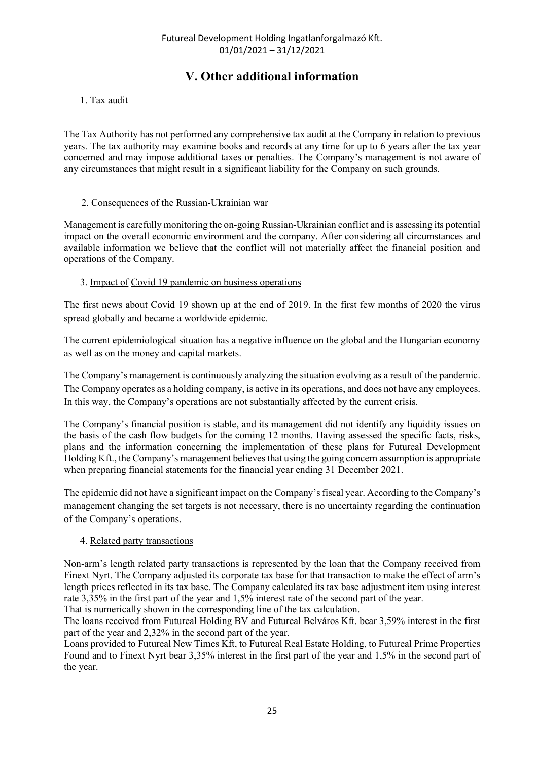# V. Other additional information

1. Tax audit

The Tax Authority has not performed any comprehensive tax audit at the Company in relation to previous years. The tax authority may examine books and records at any time for up to 6 years after the tax year concerned and may impose additional taxes or penalties. The Company's management is not aware of any circumstances that might result in a significant liability for the Company on such grounds.

2. Consequences of the Russian-Ukrainian war

Management is carefully monitoring the on-going Russian-Ukrainian conflict and is assessing its potential impact on the overall economic environment and the company. After considering all circumstances and available information we believe that the conflict will not materially affect the financial position and operations of the Company.

3. Impact of Covid 19 pandemic on business operations

The first news about Covid 19 shown up at the end of 2019. In the first few months of 2020 the virus spread globally and became a worldwide epidemic.

The current epidemiological situation has a negative influence on the global and the Hungarian economy as well as on the money and capital markets.

The Company's management is continuously analyzing the situation evolving as a result of the pandemic. The Company operates as a holding company, is active in its operations, and does not have any employees. In this way, the Company's operations are not substantially affected by the current crisis.

The Company's financial position is stable, and its management did not identify any liquidity issues on the basis of the cash flow budgets for the coming 12 months. Having assessed the specific facts, risks, plans and the information concerning the implementation of these plans for Futureal Development Holding Kft., the Company's management believes that using the going concern assumption is appropriate when preparing financial statements for the financial year ending 31 December 2021.

The epidemic did not have a significant impact on the Company's fiscal year. According to the Company's management changing the set targets is not necessary, there is no uncertainty regarding the continuation of the Company's operations.

4. Related party transactions

Non-arm's length related party transactions is represented by the loan that the Company received from Finext Nyrt. The Company adjusted its corporate tax base for that transaction to make the effect of arm's length prices reflected in its tax base. The Company calculated its tax base adjustment item using interest rate 3,35% in the first part of the year and 1,5% interest rate of the second part of the year.
That is numerically shown in the corresponding line of the tax calculation.
The loans received from Futureal Holding BV and Futureal Belváros Kft. bear 3,59% interest in the first part of the year and 2,32% in the second part of the year.
Loans provided to Futureal New Times Kft, to Futureal Real Estate Holding, to Futureal Prime Properties Found and to Finext Nyrt bear 3,35% interest in the first part of the year and 1,5% in the second part of the year.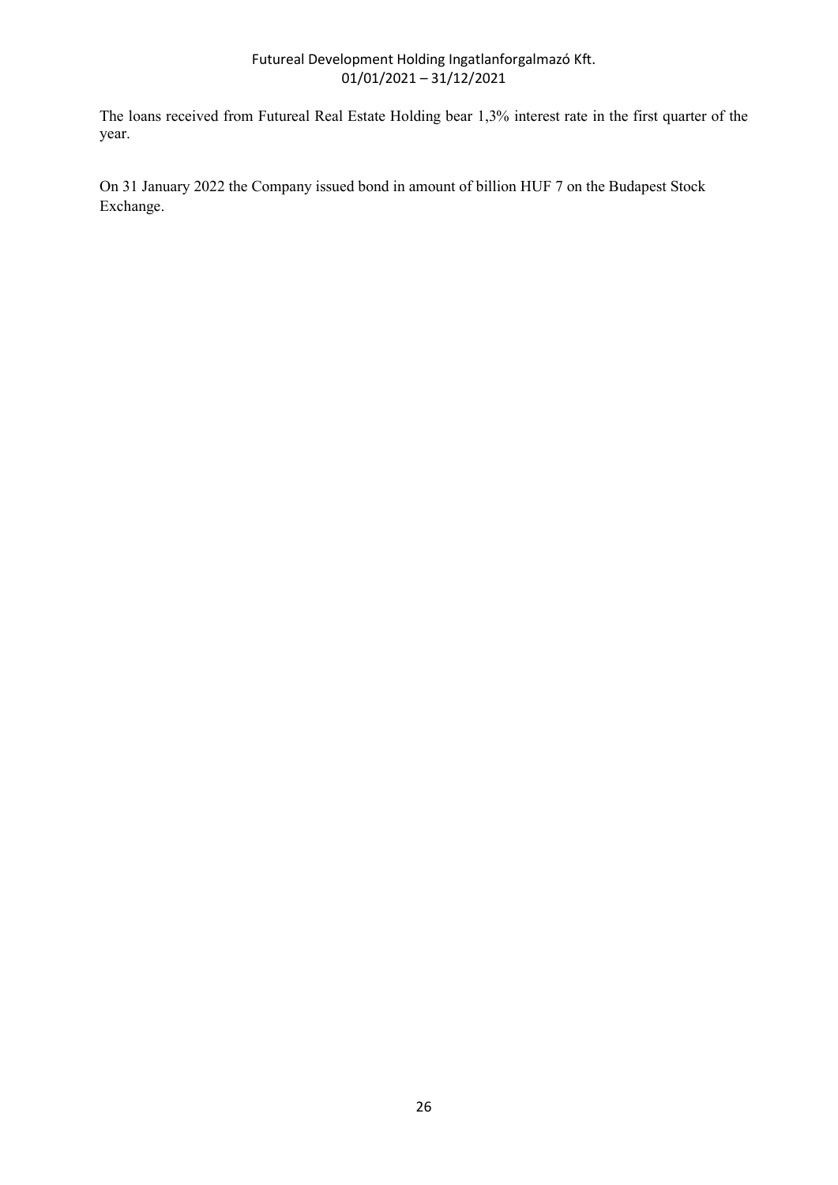The loans received from Futureal Real Estate Holding bear 1,3% interest rate in the first quarter of the year.

On 31 January 2022 the Company issued bond in amount of billion HUF 7 on the Budapest Stock Exchange.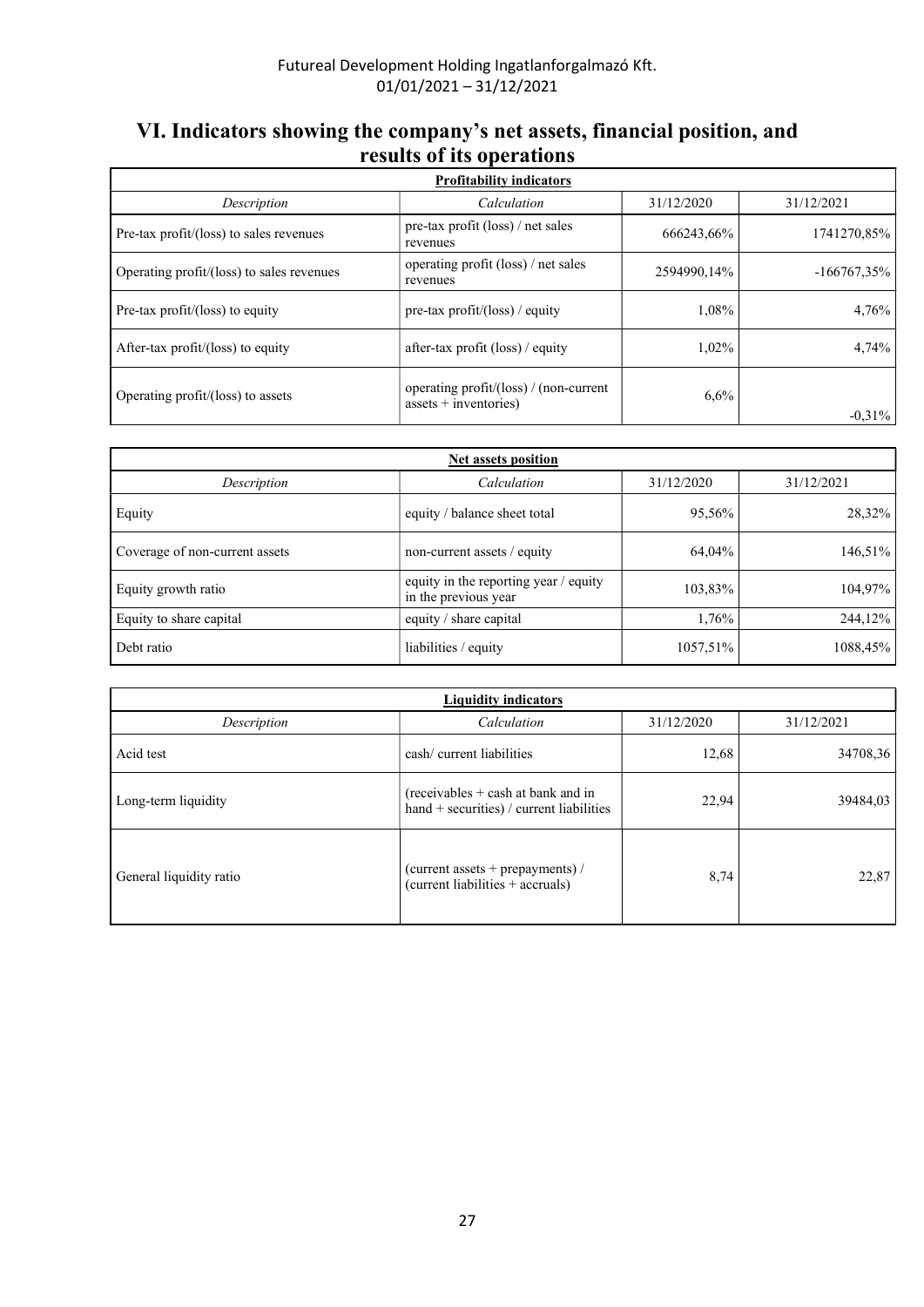# VI. Indicators showing the company's net assets, financial position, and results of its operations

| **Profitability indicators** | | | |
|---|---|---|---|
| *Description* | *Calculation* | 31/12/2020 | 31/12/2021 |
| Pre-tax profit/(loss) to sales revenues | pre-tax profit (loss) / net sales revenues | 666243,66% | 1741270,85% |
| Operating profit/(loss) to sales revenues | operating profit (loss) / net sales revenues | 2594990,14% | -166767,35% |
| Pre-tax profit/(loss) to equity | pre-tax profit/(loss) / equity | 1,08% | 4,76% |
| After-tax profit/(loss) to equity | after-tax profit (loss) / equity | 1,02% | 4,74% |
| Operating profit/(loss) to assets | operating profit/(loss) / (non-current assets + inventories) | 6,6% | -0,31% |

| **Net assets position** | | | |
|---|---|---|---|
| *Description* | *Calculation* | 31/12/2020 | 31/12/2021 |
| Equity | equity / balance sheet total | 95,56% | 28,32% |
| Coverage of non-current assets | non-current assets / equity | 64,04% | 146,51% |
| Equity growth ratio | equity in the reporting year / equity in the previous year | 103,83% | 104,97% |
| Equity to share capital | equity / share capital | 1,76% | 244,12% |
| Debt ratio | liabilities / equity | 1057,51% | 1088,45% |

| **Liquidity indicators** | | | |
|---|---|---|---|
| *Description* | *Calculation* | 31/12/2020 | 31/12/2021 |
| Acid test | cash/ current liabilities | 12,68 | 34708,36 |
| Long-term liquidity | (receivables + cash at bank and in hand + securities) / current liabilities | 22,94 | 39484,03 |
| General liquidity ratio | (current assets + prepayments) / (current liabilities + accruals) | 8,74 | 22,87 |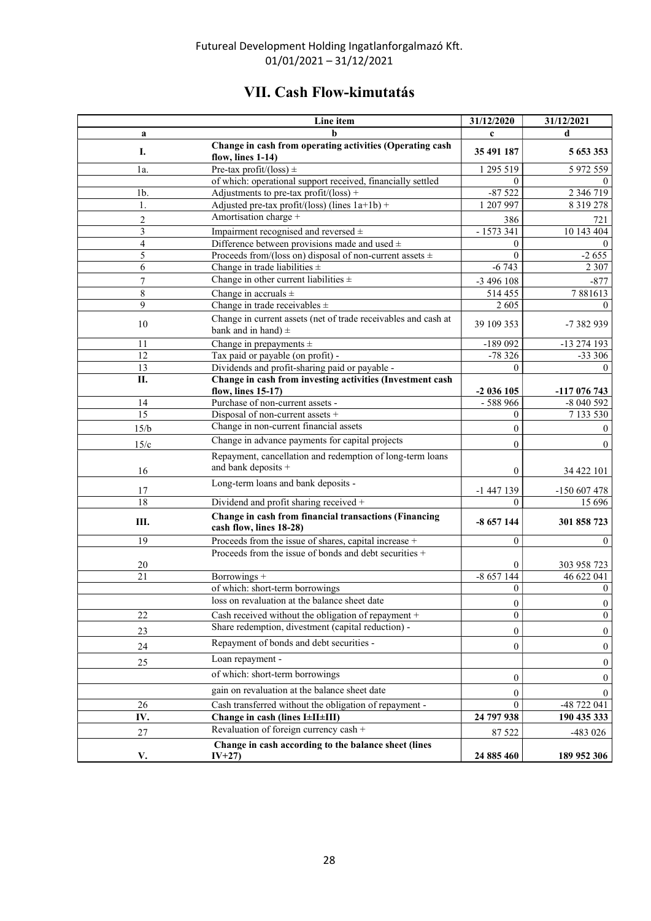# VII. Cash Flow-kimutatás

| | Line item | 31/12/2020 | 31/12/2021 |
|---|---|---|---|
| a | b | c | d |
| I. | **Change in cash from operating activities (Operating cash flow, lines 1-14)** | **35 491 187** | **5 653 353** |
| 1a. | Pre-tax profit/(loss) ± | 1 295 519 | 5 972 559 |
| | of which: operational support received, financially settled | 0 | 0 |
| 1b. | Adjustments to pre-tax profit/(loss) + | -87 522 | 2 346 719 |
| 1. | Adjusted pre-tax profit/(loss) (lines 1a+1b) + | 1 207 997 | 8 319 278 |
| 2 | Amortisation charge + | 386 | 721 |
| 3 | Impairment recognised and reversed ± | - 1573 341 | 10 143 404 |
| 4 | Difference between provisions made and used ± | 0 | 0 |
| 5 | Proceeds from/(loss on) disposal of non-current assets ± | 0 | -2 655 |
| 6 | Change in trade liabilities ± | -6 743 | 2 307 |
| 7 | Change in other current liabilities ± | -3 496 108 | -877 |
| 8 | Change in accruals ± | 514 455 | 7 881613 |
| 9 | Change in trade receivables ± | 2 605 | 0 |
| 10 | Change in current assets (net of trade receivables and cash at bank and in hand) ± | 39 109 353 | -7 382 939 |
| 11 | Change in prepayments ± | -189 092 | -13 274 193 |
| 12 | Tax paid or payable (on profit) - | -78 326 | -33 306 |
| 13 | Dividends and profit-sharing paid or payable - | 0 | 0 |
| II. | **Change in cash from investing activities (Investment cash flow, lines 15-17)** | **-2 036 105** | **-117 076 743** |
| 14 | Purchase of non-current assets - | - 588 966 | -8 040 592 |
| 15 | Disposal of non-current assets + | 0 | 7 133 530 |
| 15/b | Change in non-current financial assets | 0 | 0 |
| 15/c | Change in advance payments for capital projects | 0 | 0 |
| 16 | Repayment, cancellation and redemption of long-term loans and bank deposits + | 0 | 34 422 101 |
| 17 | Long-term loans and bank deposits - | -1 447 139 | -150 607 478 |
| 18 | Dividend and profit sharing received + | 0 | 15 696 |
| III. | **Change in cash from financial transactions (Financing cash flow, lines 18-28)** | **-8 657 144** | **301 858 723** |
| 19 | Proceeds from the issue of shares, capital increase + | 0 | 0 |
| 20 | Proceeds from the issue of bonds and debt securities + | 0 | 303 958 723 |
| 21 | Borrowings + | -8 657 144 | 46 622 041 |
| | of which: short-term borrowings | 0 | 0 |
| | loss on revaluation at the balance sheet date | 0 | 0 |
| 22 | Cash received without the obligation of repayment + | 0 | 0 |
| 23 | Share redemption, divestment (capital reduction) - | 0 | 0 |
| 24 | Repayment of bonds and debt securities - | 0 | 0 |
| 25 | Loan repayment - | | 0 |
| | of which: short-term borrowings | 0 | 0 |
| | gain on revaluation at the balance sheet date | 0 | 0 |
| 26 | Cash transferred without the obligation of repayment - | 0 | -48 722 041 |
| IV. | **Change in cash (lines I±II±III)** | **24 797 938** | **190 435 333** |
| 27 | Revaluation of foreign currency cash + | 87 522 | -483 026 |
| V. | **Change in cash according to the balance sheet (lines IV+27)** | **24 885 460** | **189 952 306** |